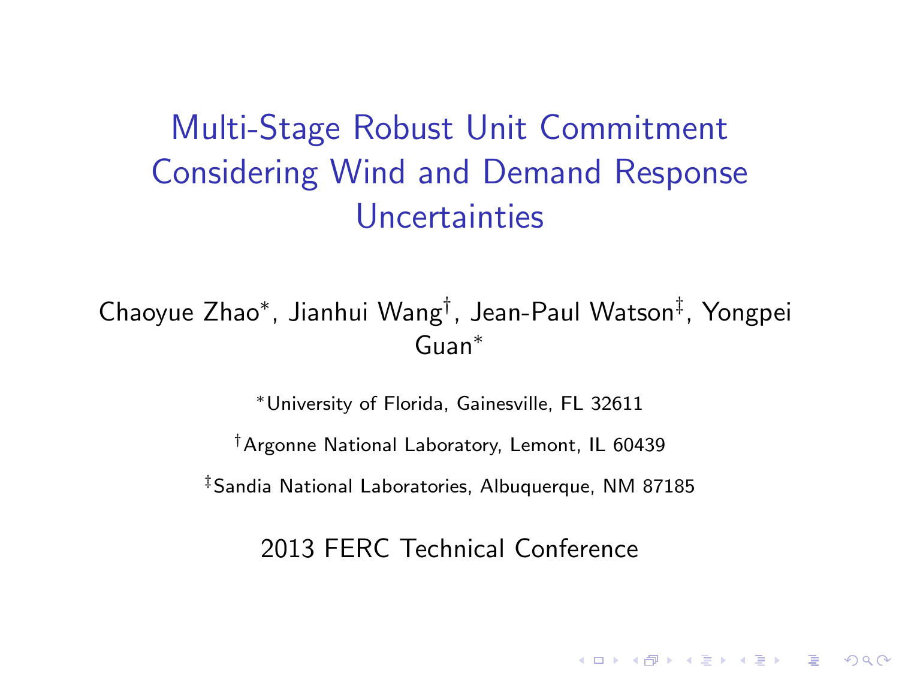# Multi-Stage Robust Unit Commitment Considering Wind and Demand Response Uncertainties

Chaoyue Zhao[*], Jianhui Wang[†], Jean-Paul Watson[‡], Yongpei Guan[*]

[*]University of Florida, Gainesville, FL 32611

[†]Argonne National Laboratory, Lemont, IL 60439

[‡]Sandia National Laboratories, Albuquerque, NM 87185

2013 FERC Technical Conference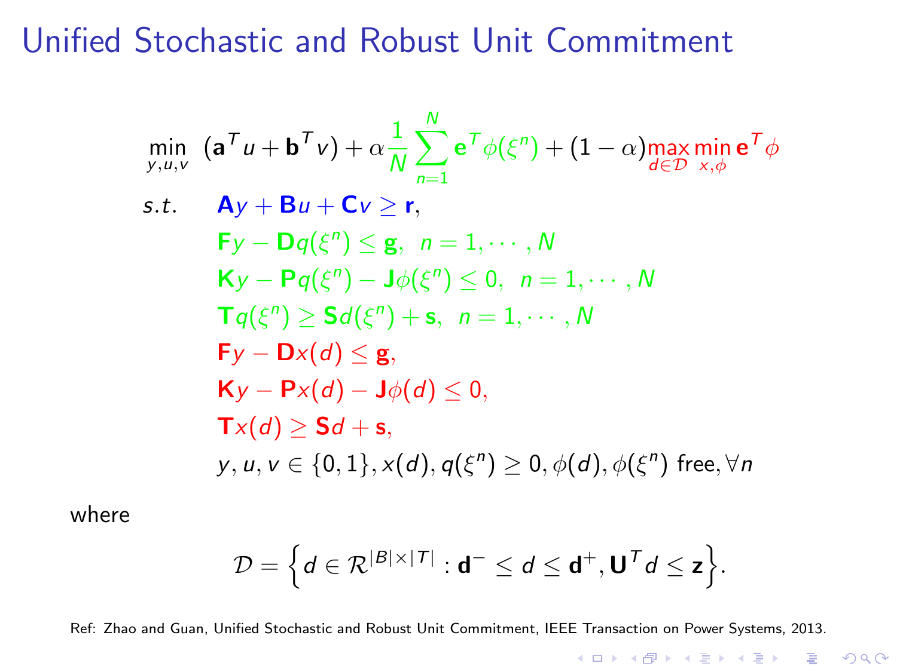# Unified Stochastic and Robust Unit Commitment

$$
\begin{aligned}
\min_{y,u,v} \quad & (\mathbf{a}^T u + \mathbf{b}^T v) + \alpha \frac{1}{N} \sum_{n=1}^{N} \mathbf{e}^T \phi(\xi^n) + (1-\alpha) \max_{d \in \mathcal{D}} \min_{x,\phi} \mathbf{e}^T \phi \\
s.t. \quad & \mathbf{A} y + \mathbf{B} u + \mathbf{C} v \geq \mathbf{r}, \\
& \mathbf{F} y - \mathbf{D} q(\xi^n) \leq \mathbf{g}, \ \ n = 1, \cdots, N \\
& \mathbf{K} y - \mathbf{P} q(\xi^n) - \mathbf{J} \phi(\xi^n) \leq 0, \ \ n = 1, \cdots, N \\
& \mathbf{T} q(\xi^n) \geq \mathbf{S} d(\xi^n) + \mathbf{s}, \ \ n = 1, \cdots, N \\
& \mathbf{F} y - \mathbf{D} x(d) \leq \mathbf{g}, \\
& \mathbf{K} y - \mathbf{P} x(d) - \mathbf{J} \phi(d) \leq 0, \\
& \mathbf{T} x(d) \geq \mathbf{S} d + \mathbf{s}, \\
& y, u, v \in \{0, 1\}, x(d), q(\xi^n) \geq 0, \phi(d), \phi(\xi^n) \text{ free}, \forall n
\end{aligned}
$$

where

$$
\mathcal{D} = \Big\{ d \in \mathcal{R}^{|B| \times |T|} : \mathbf{d}^- \leq d \leq \mathbf{d}^+, \mathbf{U}^T d \leq \mathbf{z} \Big\}.
$$

Ref: Zhao and Guan, Unified Stochastic and Robust Unit Commitment, IEEE Transaction on Power Systems, 2013.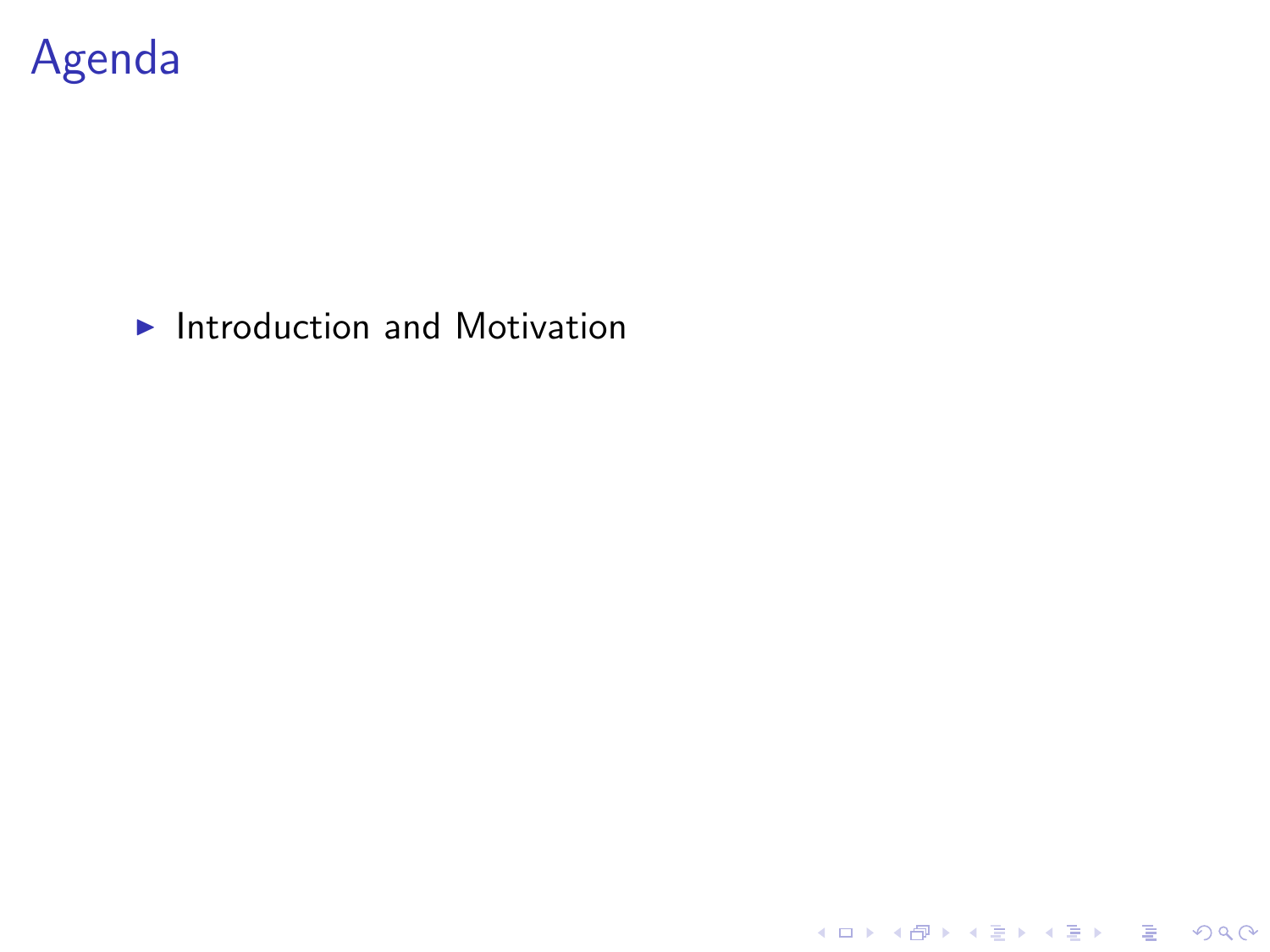# Agenda

- Introduction and Motivation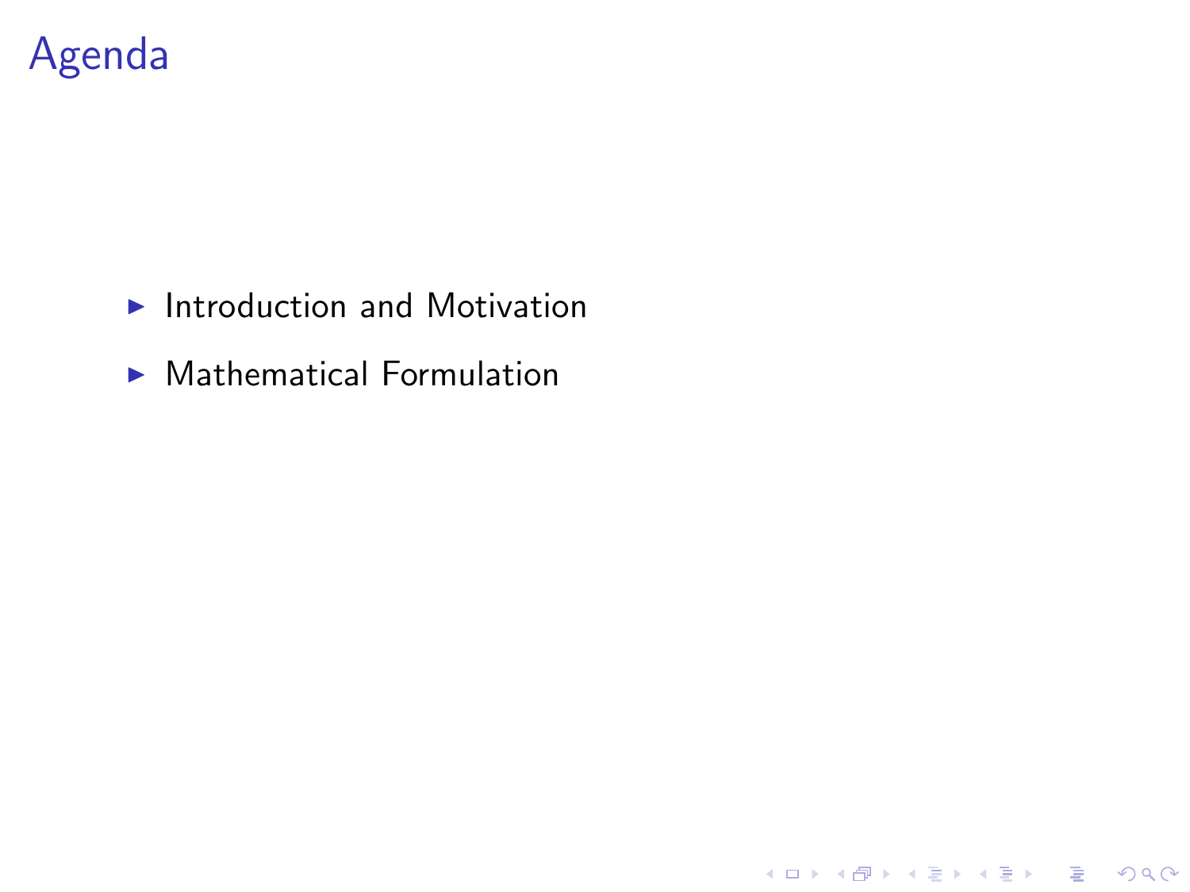# Agenda

- Introduction and Motivation
- Mathematical Formulation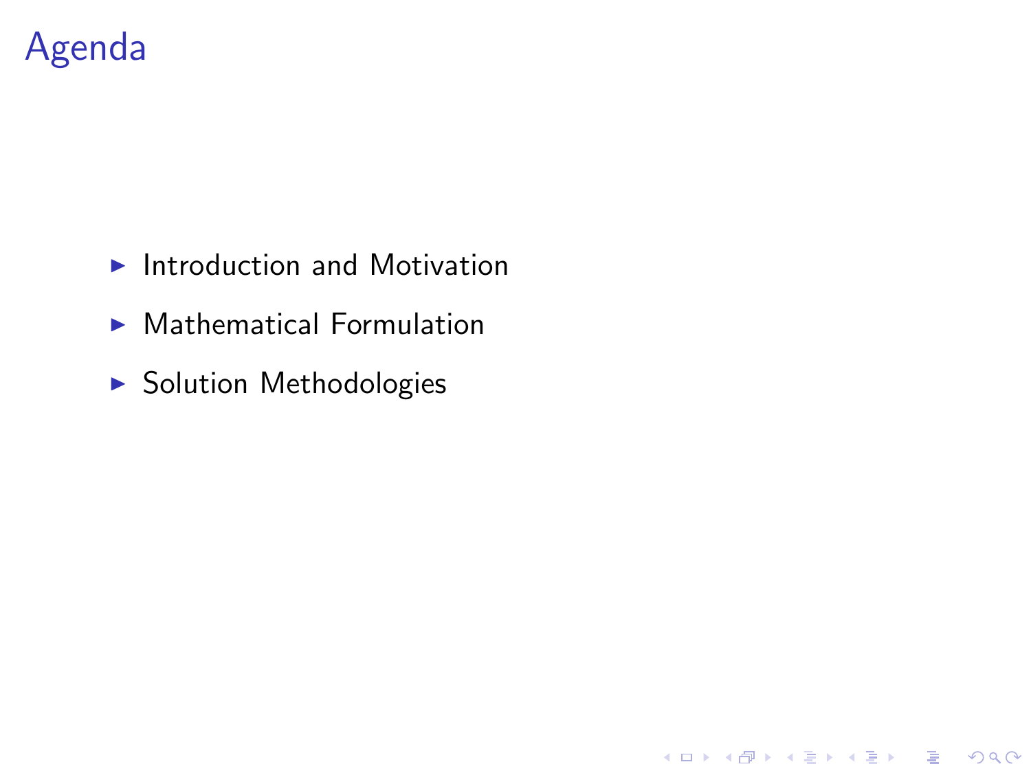# Agenda

- Introduction and Motivation
- Mathematical Formulation
- Solution Methodologies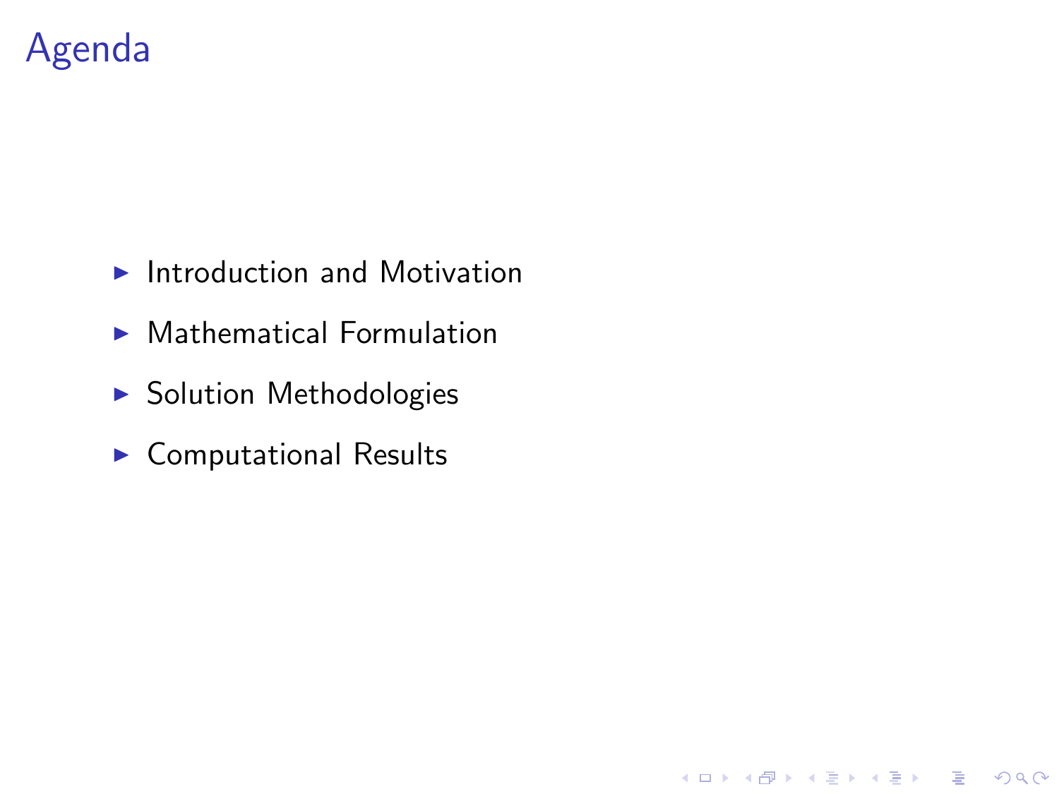# Agenda

- Introduction and Motivation
- Mathematical Formulation
- Solution Methodologies
- Computational Results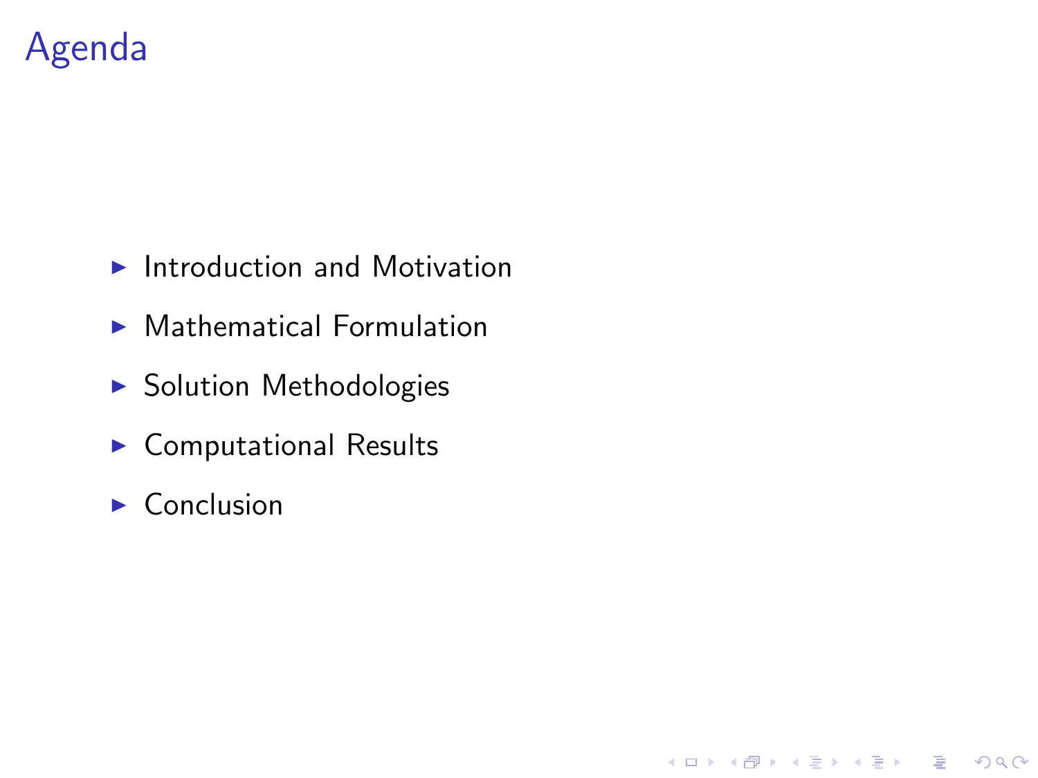# Agenda

- Introduction and Motivation
- Mathematical Formulation
- Solution Methodologies
- Computational Results
- Conclusion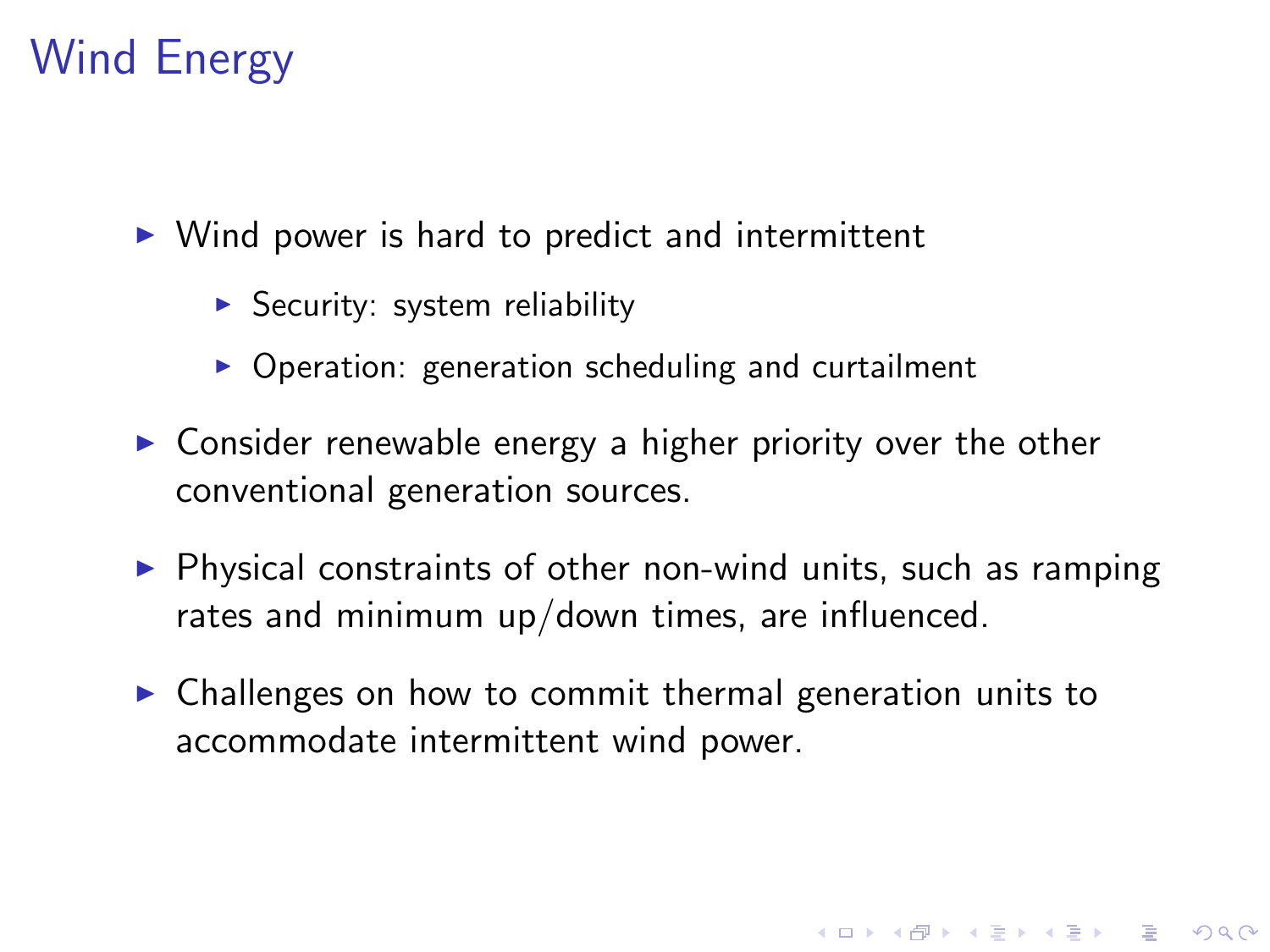# Wind Energy

- Wind power is hard to predict and intermittent
  - Security: system reliability
  - Operation: generation scheduling and curtailment
- Consider renewable energy a higher priority over the other conventional generation sources.
- Physical constraints of other non-wind units, such as ramping rates and minimum up/down times, are influenced.
- Challenges on how to commit thermal generation units to accommodate intermittent wind power.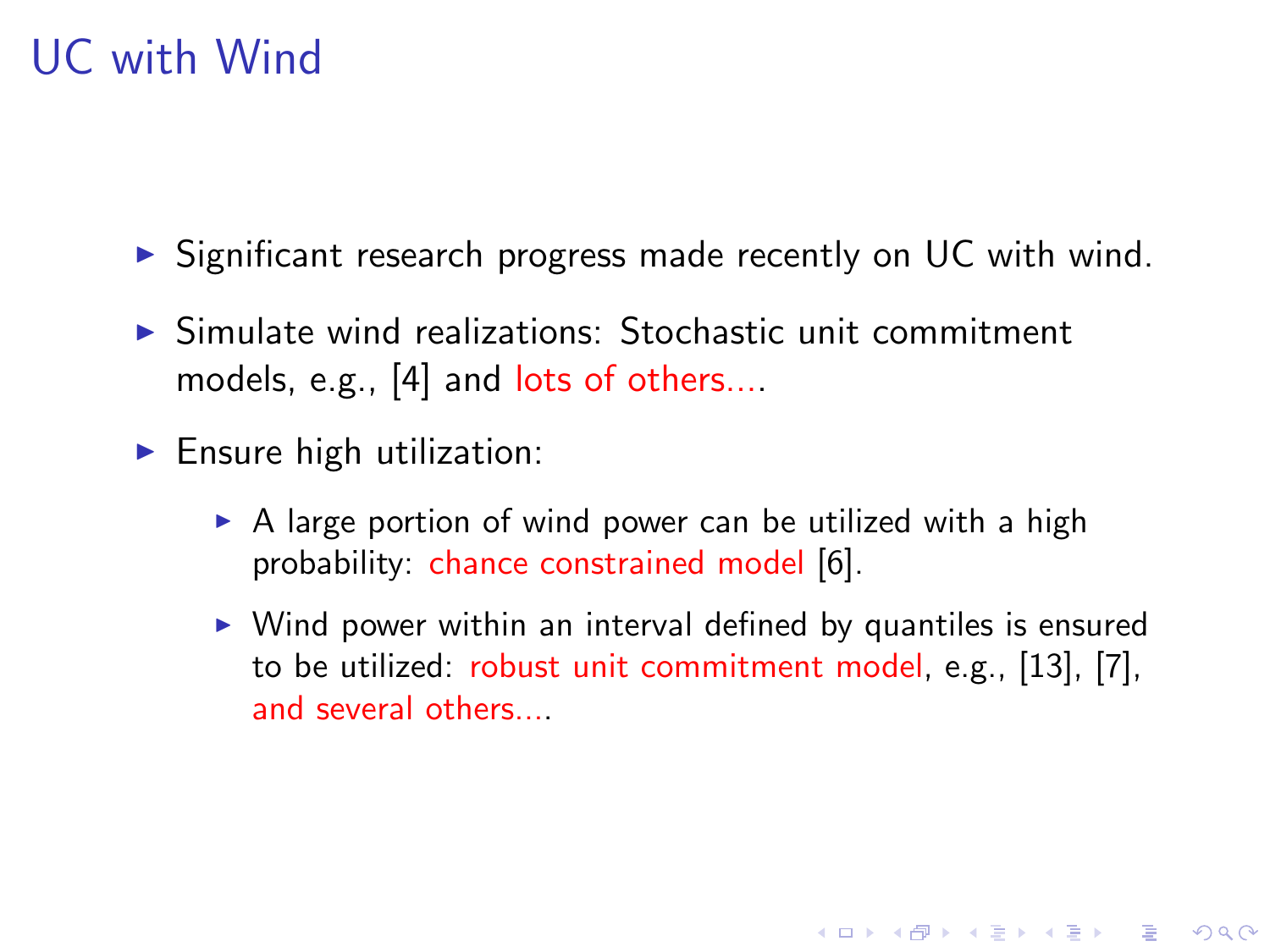# UC with Wind

- Significant research progress made recently on UC with wind.
- Simulate wind realizations: Stochastic unit commitment models, e.g., [4] and lots of others....
- Ensure high utilization:
  - A large portion of wind power can be utilized with a high probability: chance constrained model [6].
  - Wind power within an interval defined by quantiles is ensured to be utilized: robust unit commitment model, e.g., [13], [7], and several others....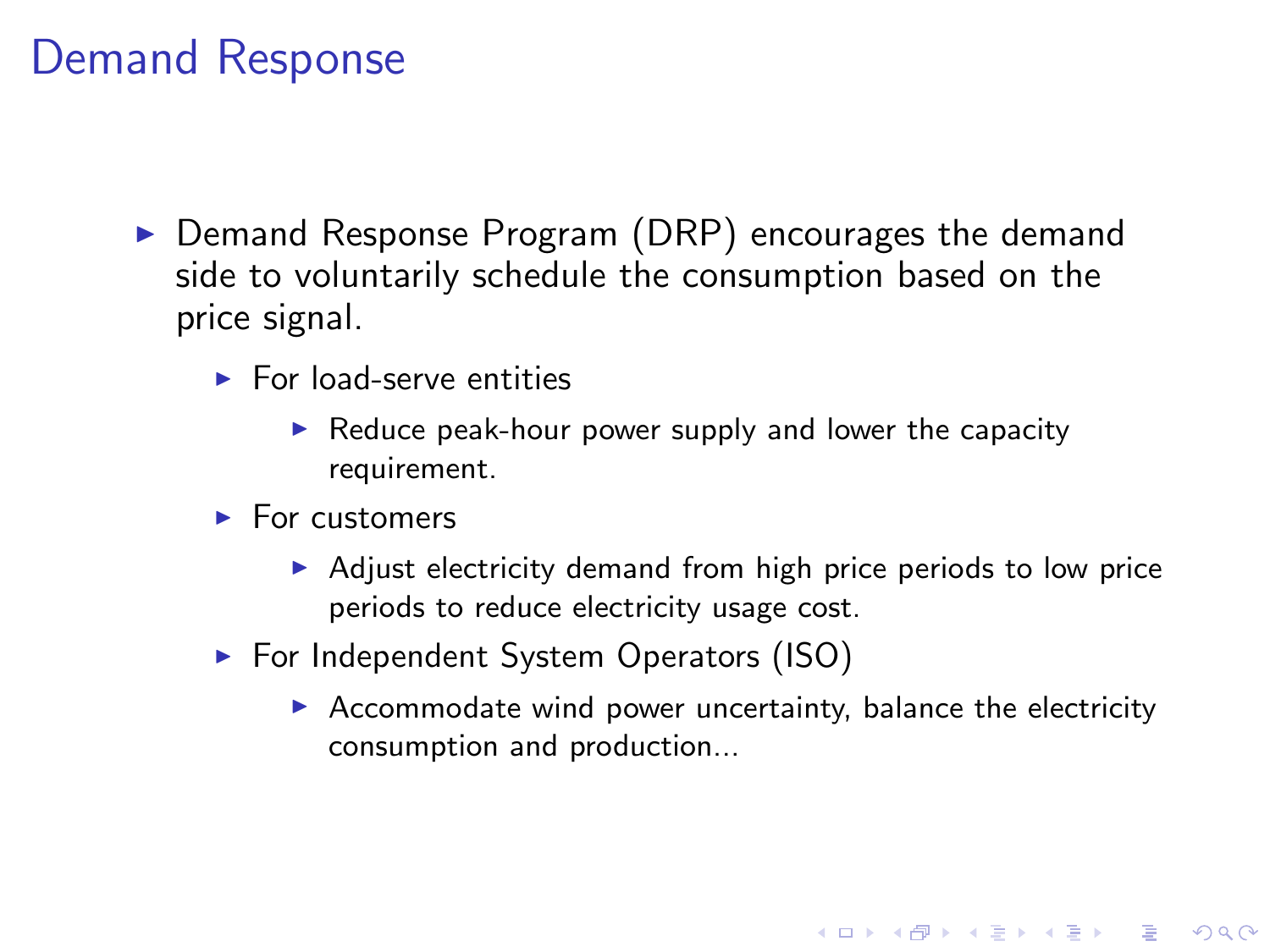# Demand Response

- Demand Response Program (DRP) encourages the demand side to voluntarily schedule the consumption based on the price signal.
  - For load-serve entities
    - Reduce peak-hour power supply and lower the capacity requirement.
  - For customers
    - Adjust electricity demand from high price periods to low price periods to reduce electricity usage cost.
  - For Independent System Operators (ISO)
    - Accommodate wind power uncertainty, balance the electricity consumption and production...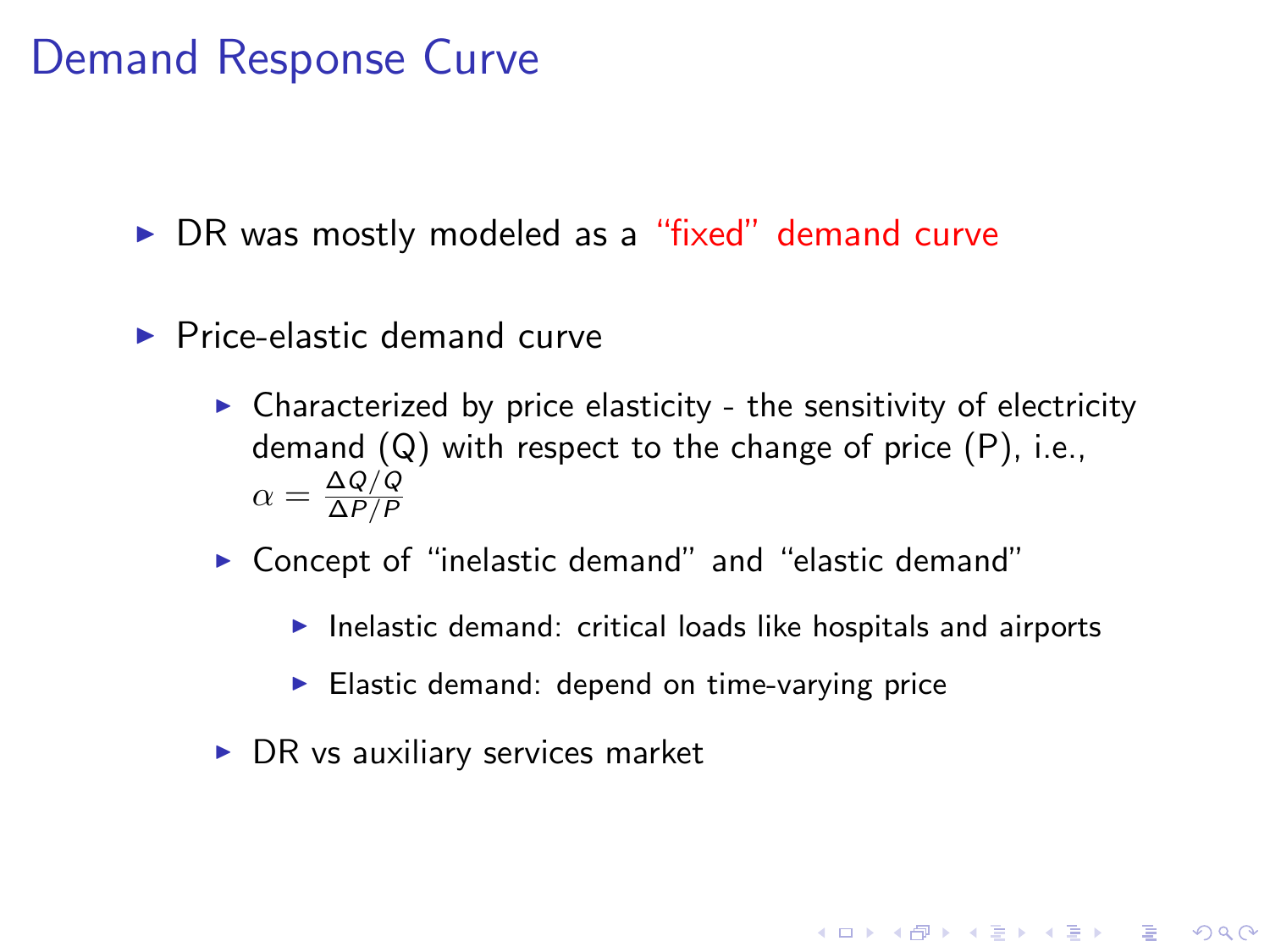# Demand Response Curve

- DR was mostly modeled as a “fixed” demand curve
- Price-elastic demand curve
  - Characterized by price elasticity - the sensitivity of electricity demand (Q) with respect to the change of price (P), i.e., $\alpha = \frac{\Delta Q/Q}{\Delta P/P}$
  - Concept of “inelastic demand” and “elastic demand”
    - Inelastic demand: critical loads like hospitals and airports
    - Elastic demand: depend on time-varying price
  - DR vs auxiliary services market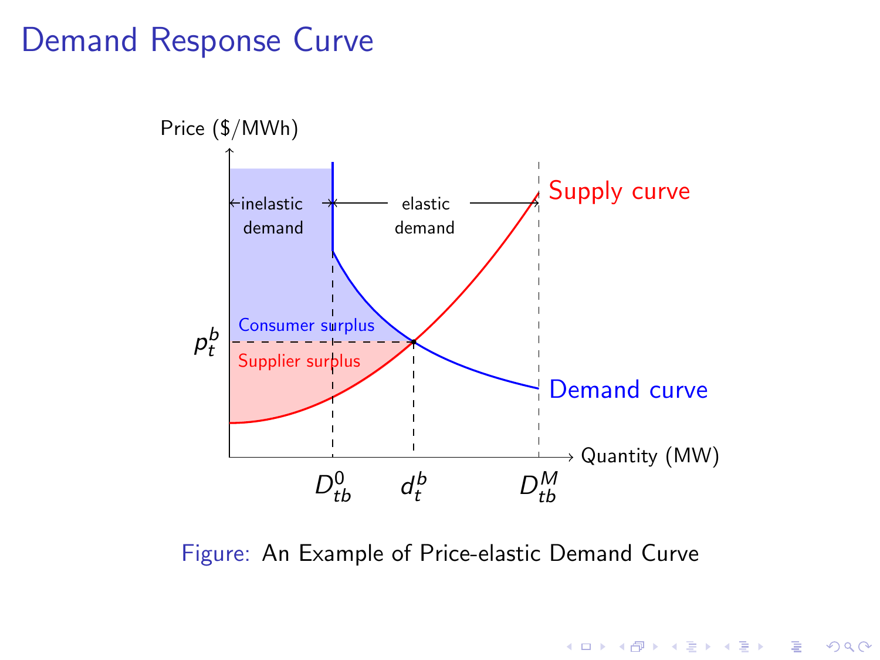# Demand Response Curve

Price ($/MWh)

inelastic demand

elastic demand

Supply curve

Consumer surplus

$p_t^b$

Supplier surplus

Demand curve

Quantity (MW)

$D_{tb}^0$ $d_t^b$ $D_{tb}^M$

Figure: An Example of Price-elastic Demand Curve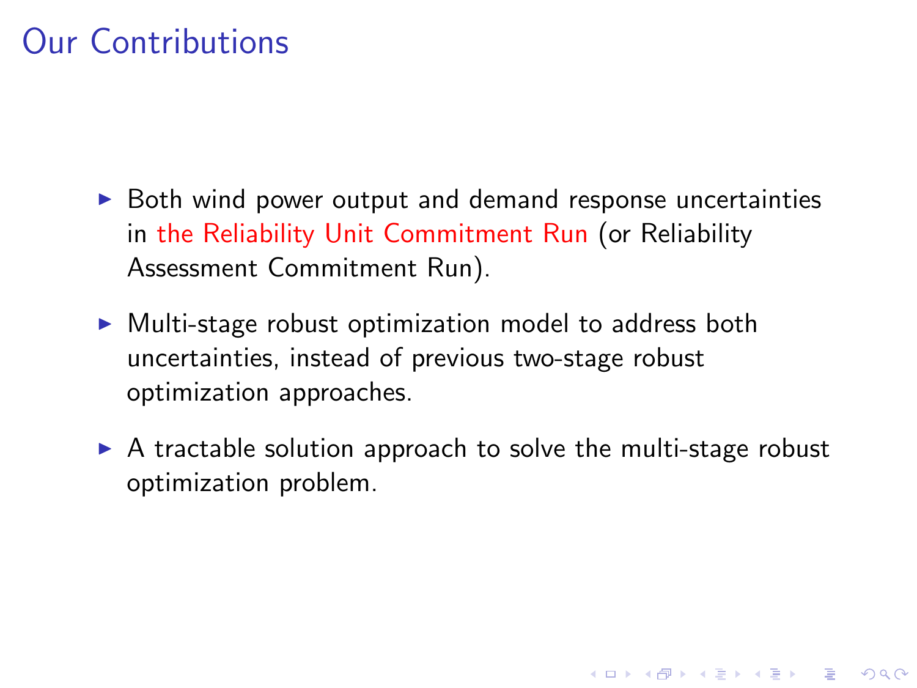# Our Contributions

- Both wind power output and demand response uncertainties in the Reliability Unit Commitment Run (or Reliability Assessment Commitment Run).
- Multi-stage robust optimization model to address both uncertainties, instead of previous two-stage robust optimization approaches.
- A tractable solution approach to solve the multi-stage robust optimization problem.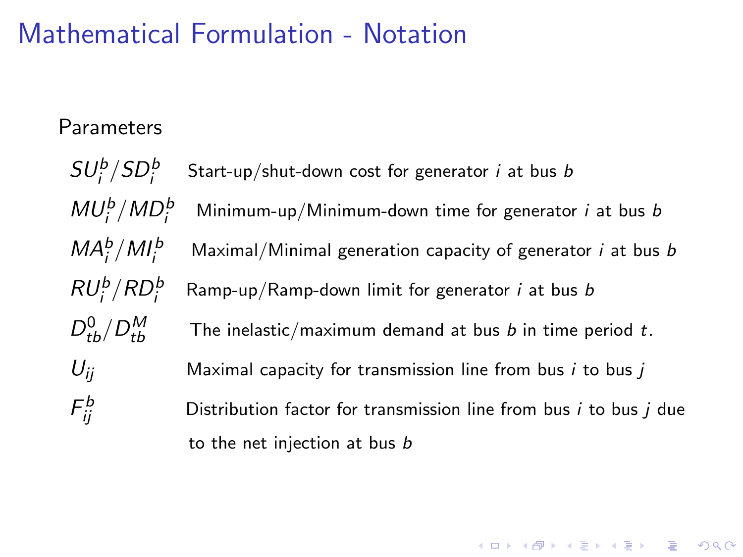# Mathematical Formulation - Notation

Parameters

| | |
|---|---|
| $SU_i^b/SD_i^b$ | Start-up/shut-down cost for generator $i$ at bus $b$ |
| $MU_i^b/MD_i^b$ | Minimum-up/Minimum-down time for generator $i$ at bus $b$ |
| $MA_i^b/MI_i^b$ | Maximal/Minimal generation capacity of generator $i$ at bus $b$ |
| $RU_i^b/RD_i^b$ | Ramp-up/Ramp-down limit for generator $i$ at bus $b$ |
| $D_{tb}^0/D_{tb}^M$ | The inelastic/maximum demand at bus $b$ in time period $t$. |
| $U_{ij}$ | Maximal capacity for transmission line from bus $i$ to bus $j$ |
| $F_{ij}^b$ | Distribution factor for transmission line from bus $i$ to bus $j$ due to the net injection at bus $b$ |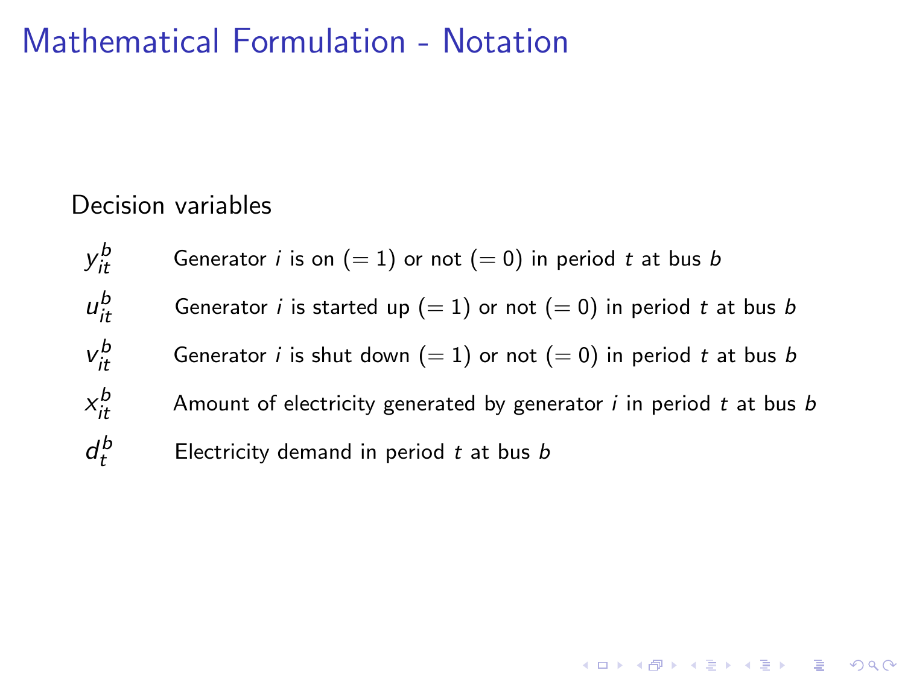# Mathematical Formulation - Notation

Decision variables

| | |
|---|---|
| $y_{it}^{b}$ | Generator $i$ is on $(= 1)$ or not $(= 0)$ in period $t$ at bus $b$ |
| $u_{it}^{b}$ | Generator $i$ is started up $(= 1)$ or not $(= 0)$ in period $t$ at bus $b$ |
| $v_{it}^{b}$ | Generator $i$ is shut down $(= 1)$ or not $(= 0)$ in period $t$ at bus $b$ |
| $x_{it}^{b}$ | Amount of electricity generated by generator $i$ in period $t$ at bus $b$ |
| $d_{t}^{b}$ | Electricity demand in period $t$ at bus $b$ |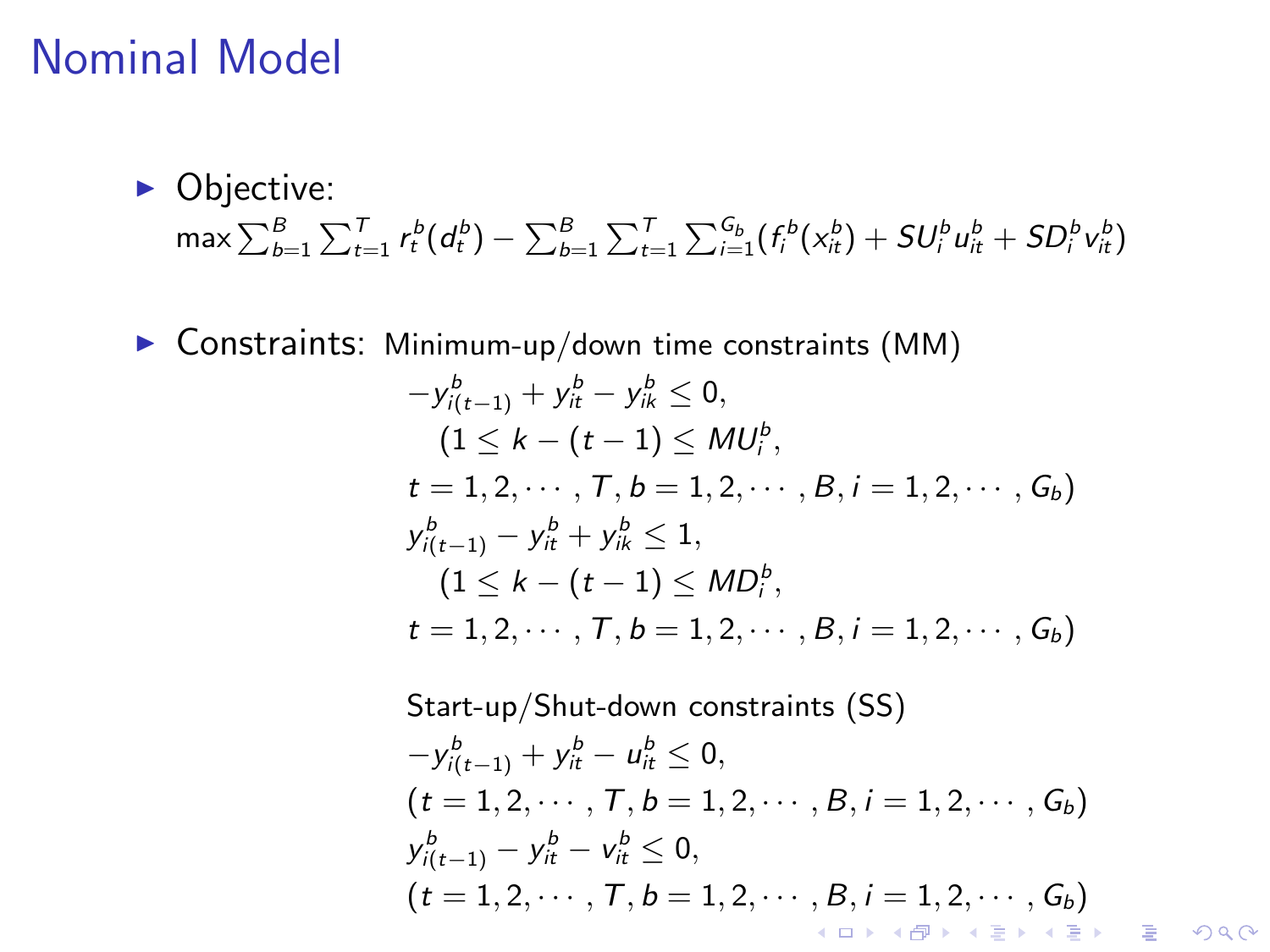# Nominal Model

- Objective:
  $$\max \sum_{b=1}^{B} \sum_{t=1}^{T} r_t^b(d_t^b) - \sum_{b=1}^{B} \sum_{t=1}^{T} \sum_{i=1}^{G_b} (f_i^b(x_{it}^b) + SU_i^b u_{it}^b + SD_i^b v_{it}^b)$$

- Constraints: Minimum-up/down time constraints (MM)

  $$-y_{i(t-1)}^b + y_{it}^b - y_{ik}^b \leq 0,$$
  $$(1 \leq k - (t-1) \leq MU_i^b,$$
  $$t = 1, 2, \cdots, T, b = 1, 2, \cdots, B, i = 1, 2, \cdots, G_b)$$
  $$y_{i(t-1)}^b - y_{it}^b + y_{ik}^b \leq 1,$$
  $$(1 \leq k - (t-1) \leq MD_i^b,$$
  $$t = 1, 2, \cdots, T, b = 1, 2, \cdots, B, i = 1, 2, \cdots, G_b)$$

  Start-up/Shut-down constraints (SS)

  $$-y_{i(t-1)}^b + y_{it}^b - u_{it}^b \leq 0,$$
  $$(t = 1, 2, \cdots, T, b = 1, 2, \cdots, B, i = 1, 2, \cdots, G_b)$$
  $$y_{i(t-1)}^b - y_{it}^b - v_{it}^b \leq 0,$$
  $$(t = 1, 2, \cdots, T, b = 1, 2, \cdots, B, i = 1, 2, \cdots, G_b)$$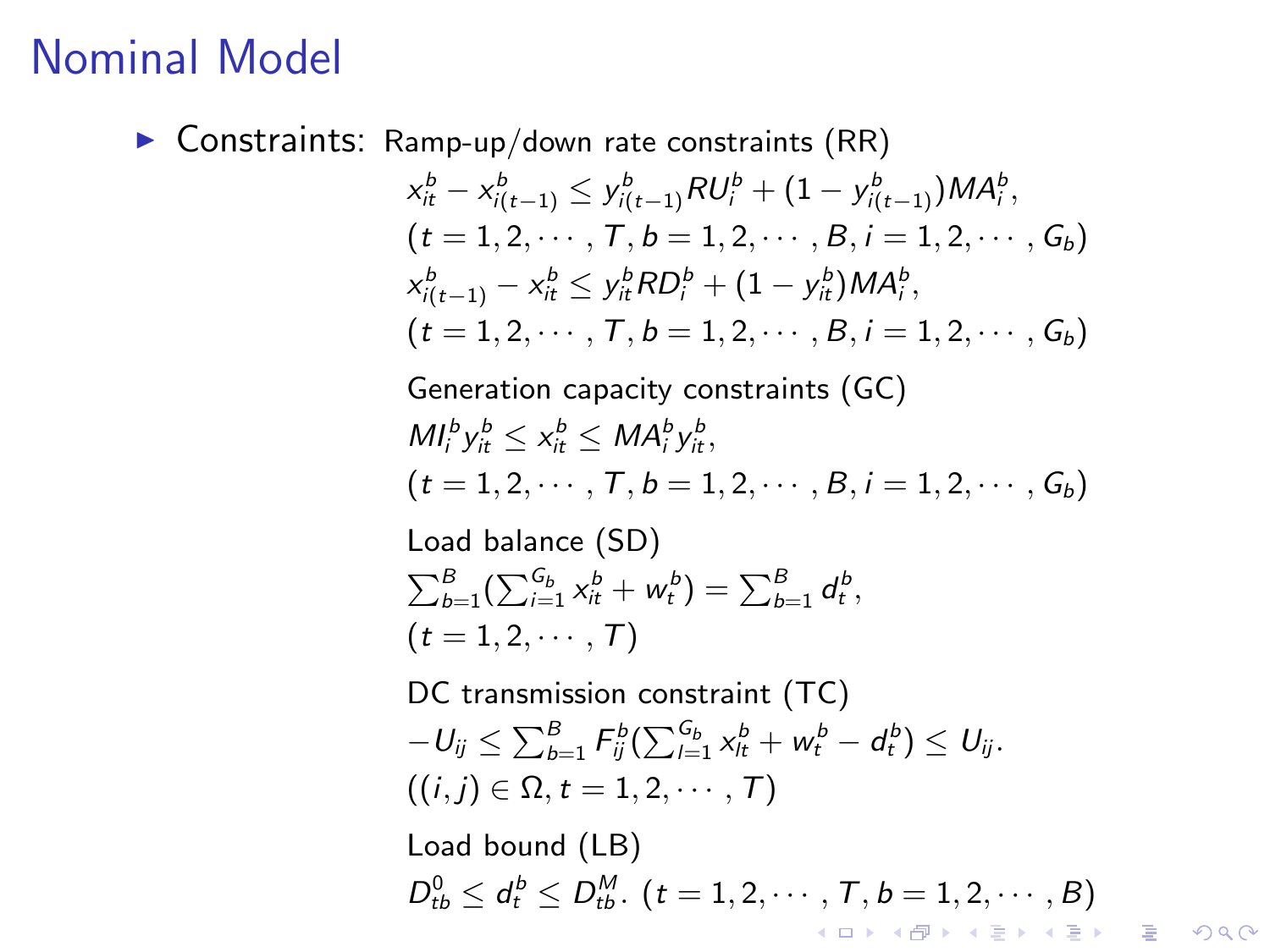# Nominal Model

- Constraints: Ramp-up/down rate constraints (RR)

$$x_{it}^b - x_{i(t-1)}^b \le y_{i(t-1)}^b RU_i^b + (1 - y_{i(t-1)}^b) MA_i^b,$$
$$(t = 1, 2, \cdots, T, b = 1, 2, \cdots, B, i = 1, 2, \cdots, G_b)$$

$$x_{i(t-1)}^b - x_{it}^b \le y_{it}^b RD_i^b + (1 - y_{it}^b) MA_i^b,$$
$$(t = 1, 2, \cdots, T, b = 1, 2, \cdots, B, i = 1, 2, \cdots, G_b)$$

Generation capacity constraints (GC)

$$MI_i^b y_{it}^b \le x_{it}^b \le MA_i^b y_{it}^b,$$
$$(t = 1, 2, \cdots, T, b = 1, 2, \cdots, B, i = 1, 2, \cdots, G_b)$$

Load balance (SD)

$$\sum_{b=1}^{B} \left(\sum_{i=1}^{G_b} x_{it}^b + w_t^b\right) = \sum_{b=1}^{B} d_t^b,$$
$$(t = 1, 2, \cdots, T)$$

DC transmission constraint (TC)

$$-U_{ij} \le \sum_{b=1}^{B} F_{ij}^b \left(\sum_{l=1}^{G_b} x_{lt}^b + w_t^b - d_t^b\right) \le U_{ij}.$$
$$((i, j) \in \Omega, t = 1, 2, \cdots, T)$$

Load bound (LB)

$$D_{tb}^0 \le d_t^b \le D_{tb}^M. \ (t = 1, 2, \cdots, T, b = 1, 2, \cdots, B)$$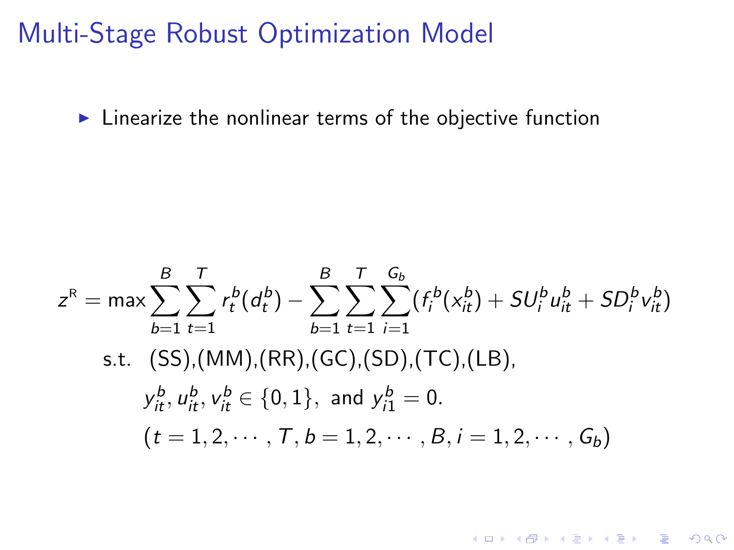# Multi-Stage Robust Optimization Model

- Linearize the nonlinear terms of the objective function

$$
\begin{aligned}
z^{\mathrm{R}} = \max \sum_{b=1}^{B} \sum_{t=1}^{T} r_t^b(d_t^b) - \sum_{b=1}^{B} \sum_{t=1}^{T} \sum_{i=1}^{G_b} (f_i^b(x_{it}^b) + SU_i^b u_{it}^b + SD_i^b v_{it}^b) \\
\text{s.t.} \quad & (\mathrm{SS}),(\mathrm{MM}),(\mathrm{RR}),(\mathrm{GC}),(\mathrm{SD}),(\mathrm{TC}),(\mathrm{LB}), \\
& y_{it}^b, u_{it}^b, v_{it}^b \in \{0,1\}, \text{ and } y_{i1}^b = 0. \\
& (t = 1, 2, \cdots, T, b = 1, 2, \cdots, B, i = 1, 2, \cdots, G_b)
\end{aligned}
$$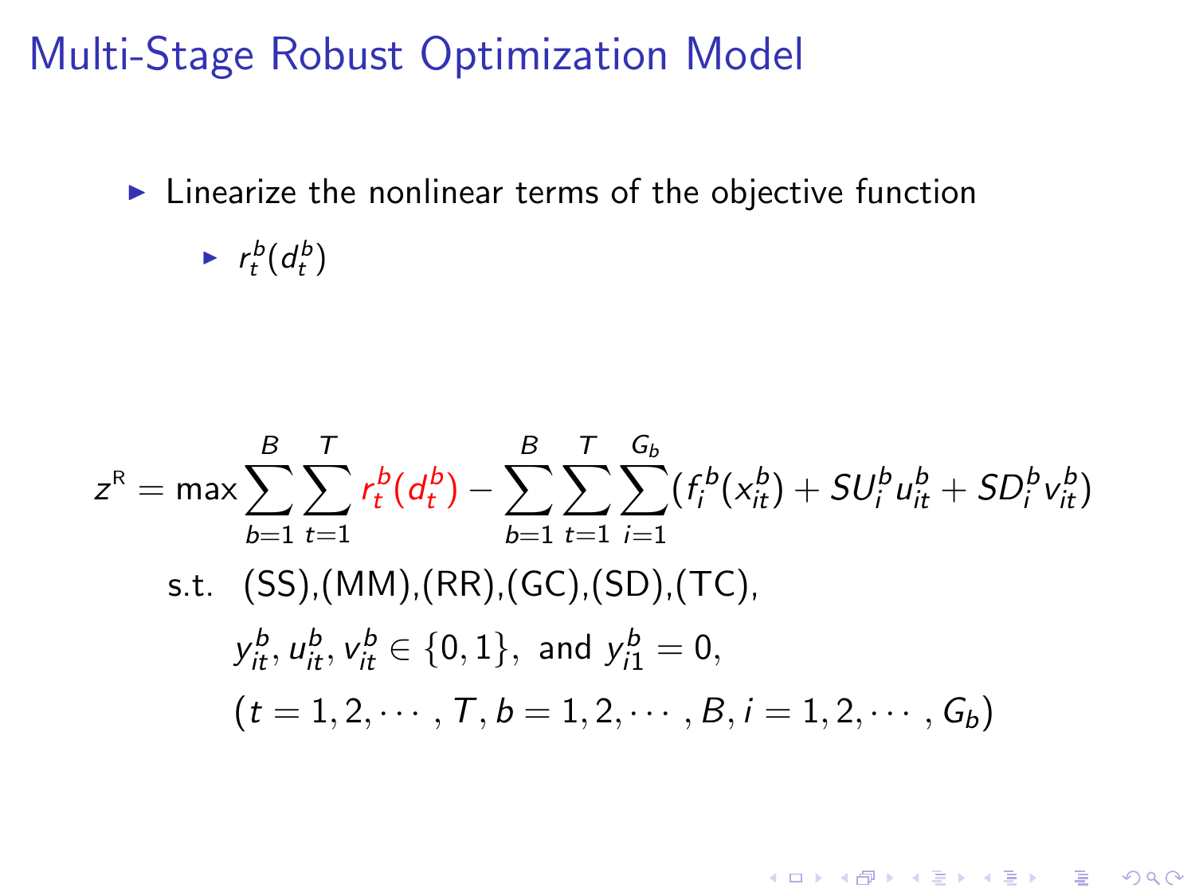# Multi-Stage Robust Optimization Model

- Linearize the nonlinear terms of the objective function
  - $r_t^b(d_t^b)$

$$
\begin{aligned}
z^{\mathrm{R}} = \max & \sum_{b=1}^{B}\sum_{t=1}^{T} r_t^b(d_t^b) - \sum_{b=1}^{B}\sum_{t=1}^{T}\sum_{i=1}^{G_b}(f_i^b(x_{it}^b) + SU_i^b u_{it}^b + SD_i^b v_{it}^b) \\
\text{s.t.} \quad & \text{(SS),(MM),(RR),(GC),(SD),(TC),} \\
& y_{it}^b, u_{it}^b, v_{it}^b \in \{0,1\}, \text{ and } y_{i1}^b = 0, \\
& (t = 1, 2, \cdots, T, b = 1, 2, \cdots, B, i = 1, 2, \cdots, G_b)
\end{aligned}
$$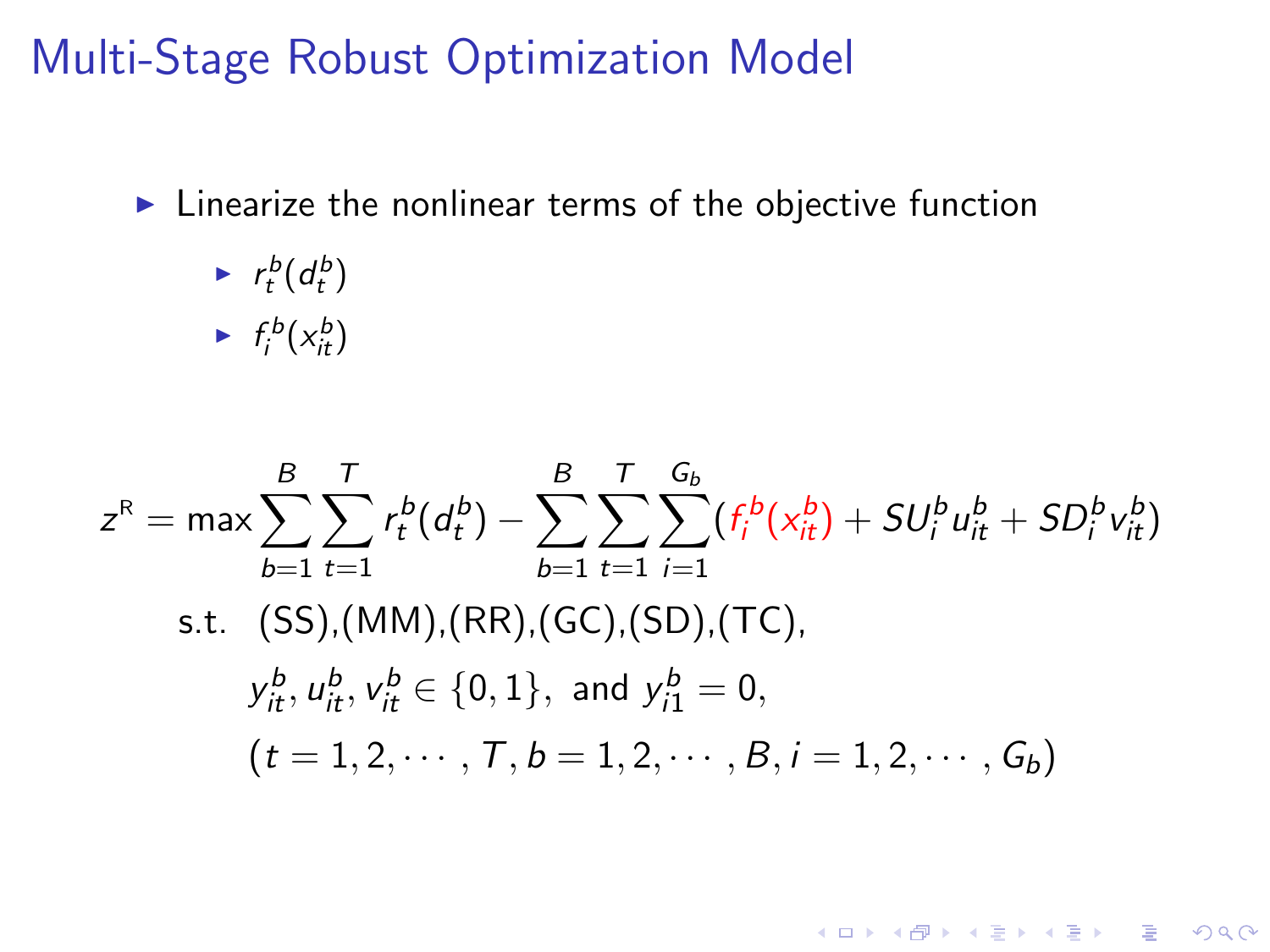# Multi-Stage Robust Optimization Model

- Linearize the nonlinear terms of the objective function
  - $r_t^b(d_t^b)$
  - $f_i^b(x_{it}^b)$

$$
\begin{aligned}
z^{\mathrm{R}} = \max \sum_{b=1}^{B} \sum_{t=1}^{T} r_t^b(d_t^b) - \sum_{b=1}^{B} \sum_{t=1}^{T} \sum_{i=1}^{G_b} (f_i^b(x_{it}^b) + SU_i^b u_{it}^b + SD_i^b v_{it}^b) \\
\text{s.t.} \quad & (\text{SS}),(\text{MM}),(\text{RR}),(\text{GC}),(\text{SD}),(\text{TC}), \\
& y_{it}^b, u_{it}^b, v_{it}^b \in \{0,1\}, \text{ and } y_{i1}^b = 0, \\
& (t = 1,2,\cdots,T, b = 1,2,\cdots,B, i = 1,2,\cdots,G_b)
\end{aligned}
$$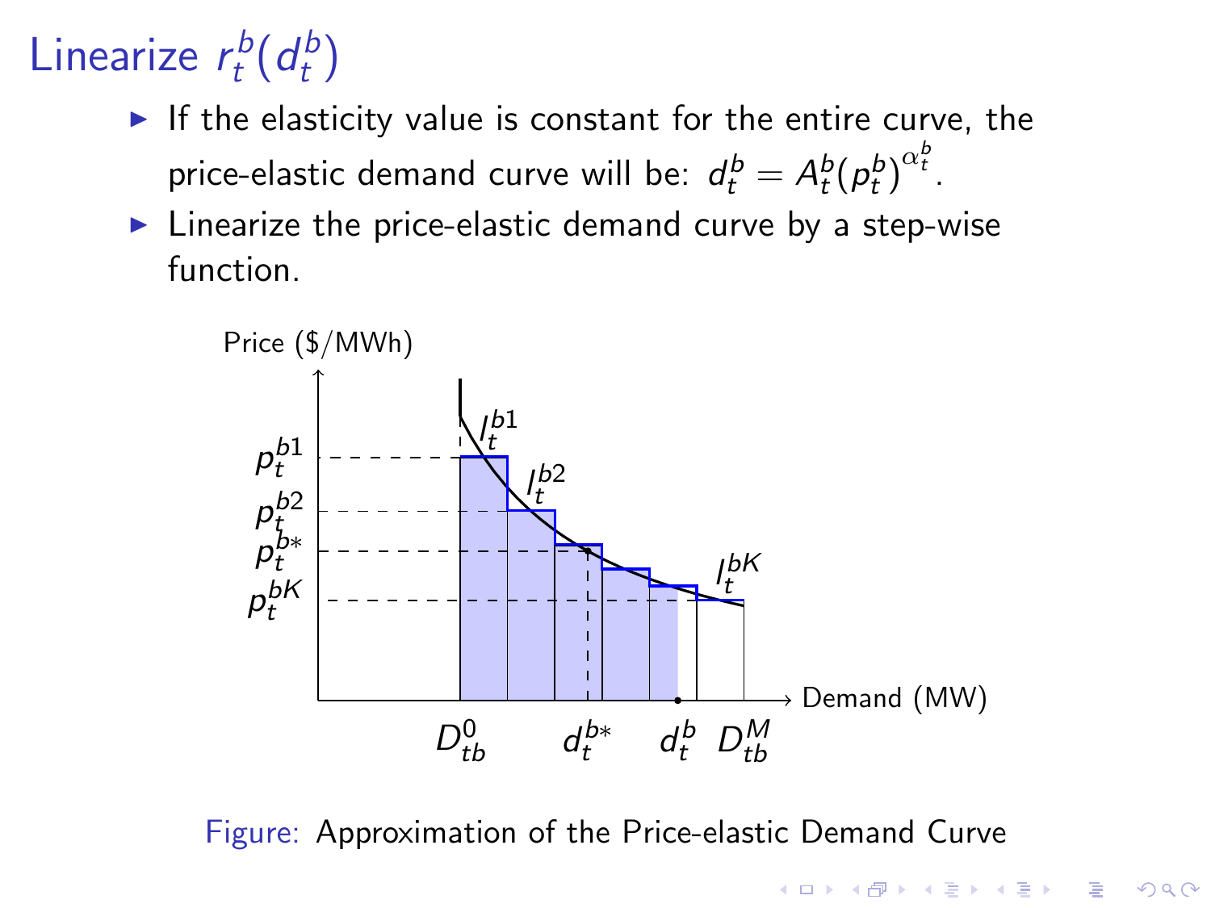# Linearize $r_t^b(d_t^b)$

- If the elasticity value is constant for the entire curve, the price-elastic demand curve will be: $d_t^b = A_t^b (p_t^b)^{\alpha_t^b}$.
- Linearize the price-elastic demand curve by a step-wise function.

Figure: Approximation of the Price-elastic Demand Curve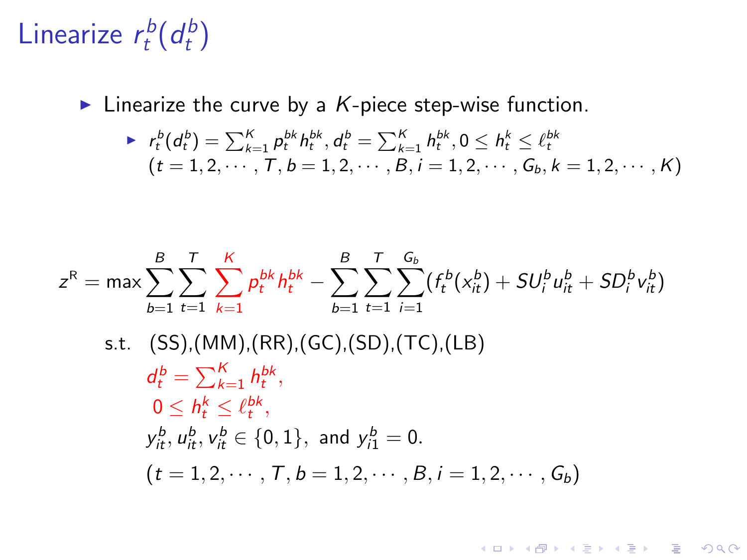# Linearize $r_t^b(d_t^b)$

- Linearize the curve by a $K$-piece step-wise function.
  - $r_t^b(d_t^b) = \sum_{k=1}^K p_t^{bk} h_t^{bk}, d_t^b = \sum_{k=1}^K h_t^{bk}, 0 \le h_t^k \le \ell_t^{bk}$
    $(t = 1, 2, \cdots, T, b = 1, 2, \cdots, B, i = 1, 2, \cdots, G_b, k = 1, 2, \cdots, K)$

$$z^{\mathrm{R}} = \max \sum_{b=1}^{B} \sum_{t=1}^{T} \sum_{k=1}^{K} p_t^{bk} h_t^{bk} - \sum_{b=1}^{B} \sum_{t=1}^{T} \sum_{i=1}^{G_b} (f_t^b(x_{it}^b) + SU_i^b u_{it}^b + SD_i^b v_{it}^b)$$

s.t. (SS),(MM),(RR),(GC),(SD),(TC),(LB)

$$d_t^b = \sum_{k=1}^K h_t^{bk},$$

$$0 \le h_t^k \le \ell_t^{bk},$$

$$y_{it}^b, u_{it}^b, v_{it}^b \in \{0, 1\}, \text{ and } y_{i1}^b = 0.$$

$$(t = 1, 2, \cdots, T, b = 1, 2, \cdots, B, i = 1, 2, \cdots, G_b)$$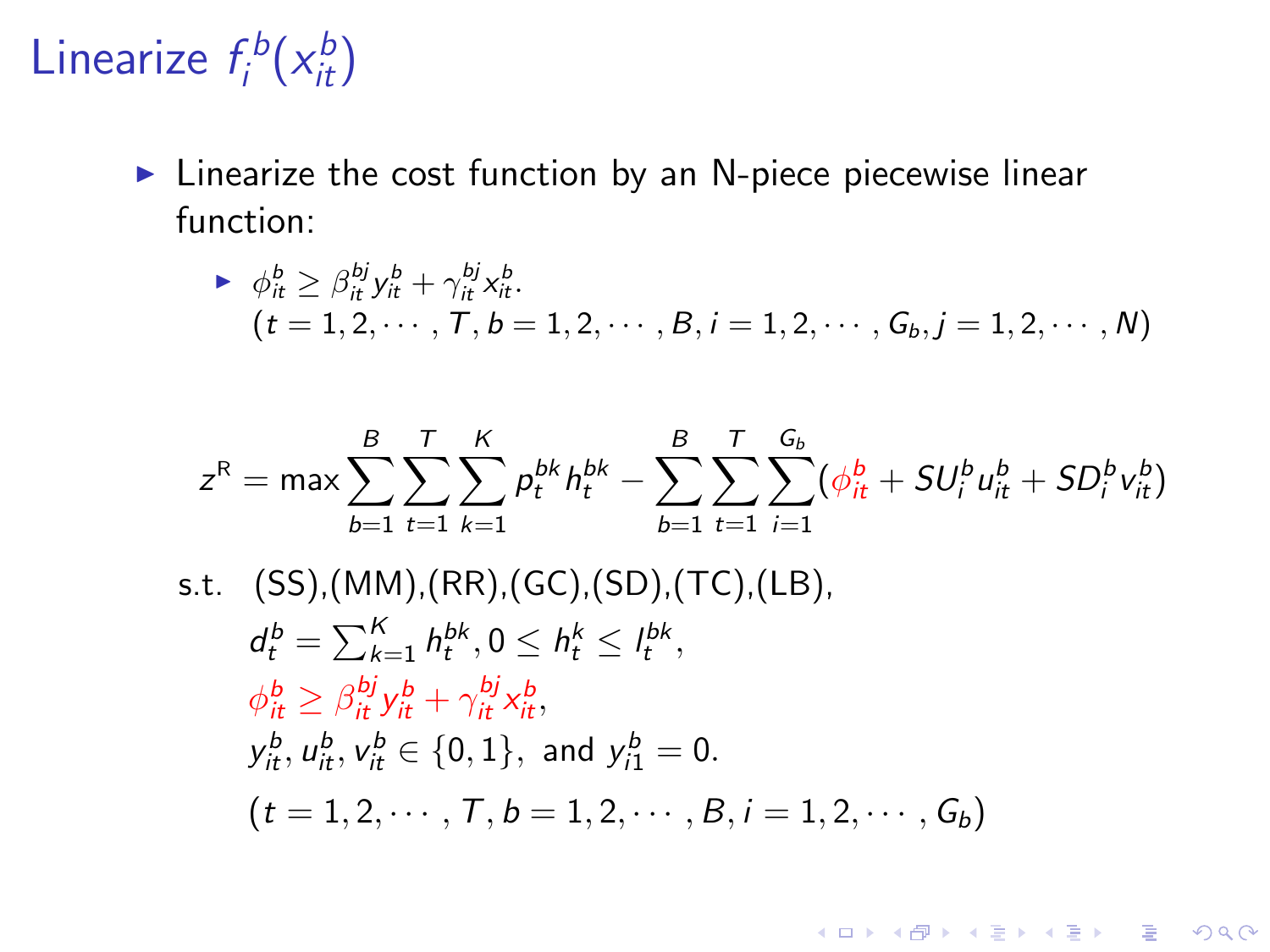# Linearize $f_i^b(x_{it}^b)$

- Linearize the cost function by an N-piece piecewise linear function:
  - $\phi_{it}^b \geq \beta_{it}^{bj} y_{it}^b + \gamma_{it}^{bj} x_{it}^b$.
    $(t = 1, 2, \cdots, T, b = 1, 2, \cdots, B, i = 1, 2, \cdots, G_b, j = 1, 2, \cdots, N)$

$$z^{\mathrm{R}} = \max \sum_{b=1}^{B} \sum_{t=1}^{T} \sum_{k=1}^{K} p_t^{bk} h_t^{bk} - \sum_{b=1}^{B} \sum_{t=1}^{T} \sum_{i=1}^{G_b} (\phi_{it}^b + SU_i^b u_{it}^b + SD_i^b v_{it}^b)$$

s.t. (SS),(MM),(RR),(GC),(SD),(TC),(LB),

$d_t^b = \sum_{k=1}^{K} h_t^{bk}, 0 \leq h_t^k \leq l_t^{bk}$,

$\phi_{it}^b \geq \beta_{it}^{bj} y_{it}^b + \gamma_{it}^{bj} x_{it}^b$,

$y_{it}^b, u_{it}^b, v_{it}^b \in \{0, 1\}$, and $y_{i1}^b = 0$.

$(t = 1, 2, \cdots, T, b = 1, 2, \cdots, B, i = 1, 2, \cdots, G_b)$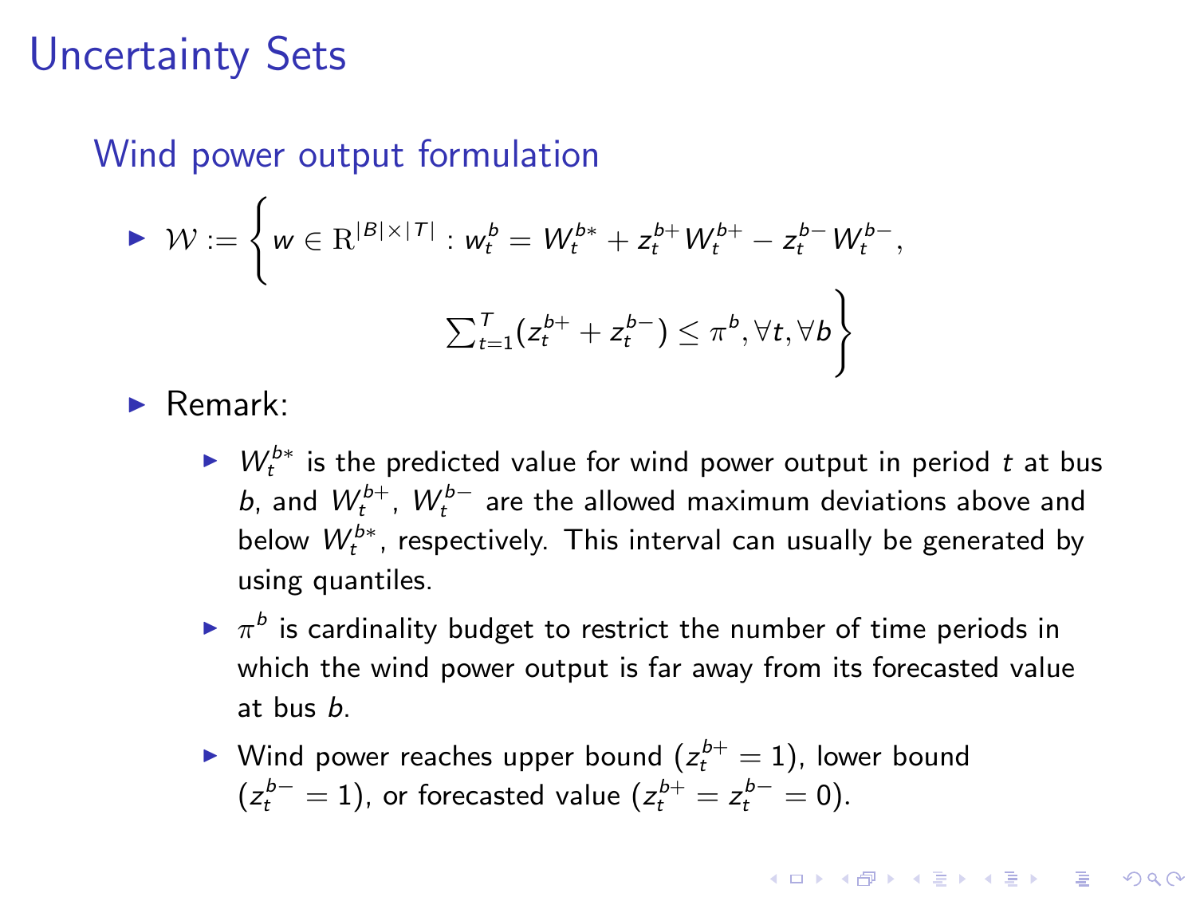# Uncertainty Sets

## Wind power output formulation

- $\mathcal{W} := \left\{ w \in \mathrm{R}^{|B| \times |T|} : w_t^b = W_t^{b*} + z_t^{b+} W_t^{b+} - z_t^{b-} W_t^{b-}, \right.$

  $\left. \sum_{t=1}^{T} (z_t^{b+} + z_t^{b-}) \leq \pi^b, \forall t, \forall b \right\}$

- Remark:
  - $W_t^{b*}$ is the predicted value for wind power output in period $t$ at bus $b$, and $W_t^{b+}$, $W_t^{b-}$ are the allowed maximum deviations above and below $W_t^{b*}$, respectively. This interval can usually be generated by using quantiles.
  - $\pi^b$ is cardinality budget to restrict the number of time periods in which the wind power output is far away from its forecasted value at bus $b$.
  - Wind power reaches upper bound ($z_t^{b+} = 1$), lower bound ($z_t^{b-} = 1$), or forecasted value ($z_t^{b+} = z_t^{b-} = 0$).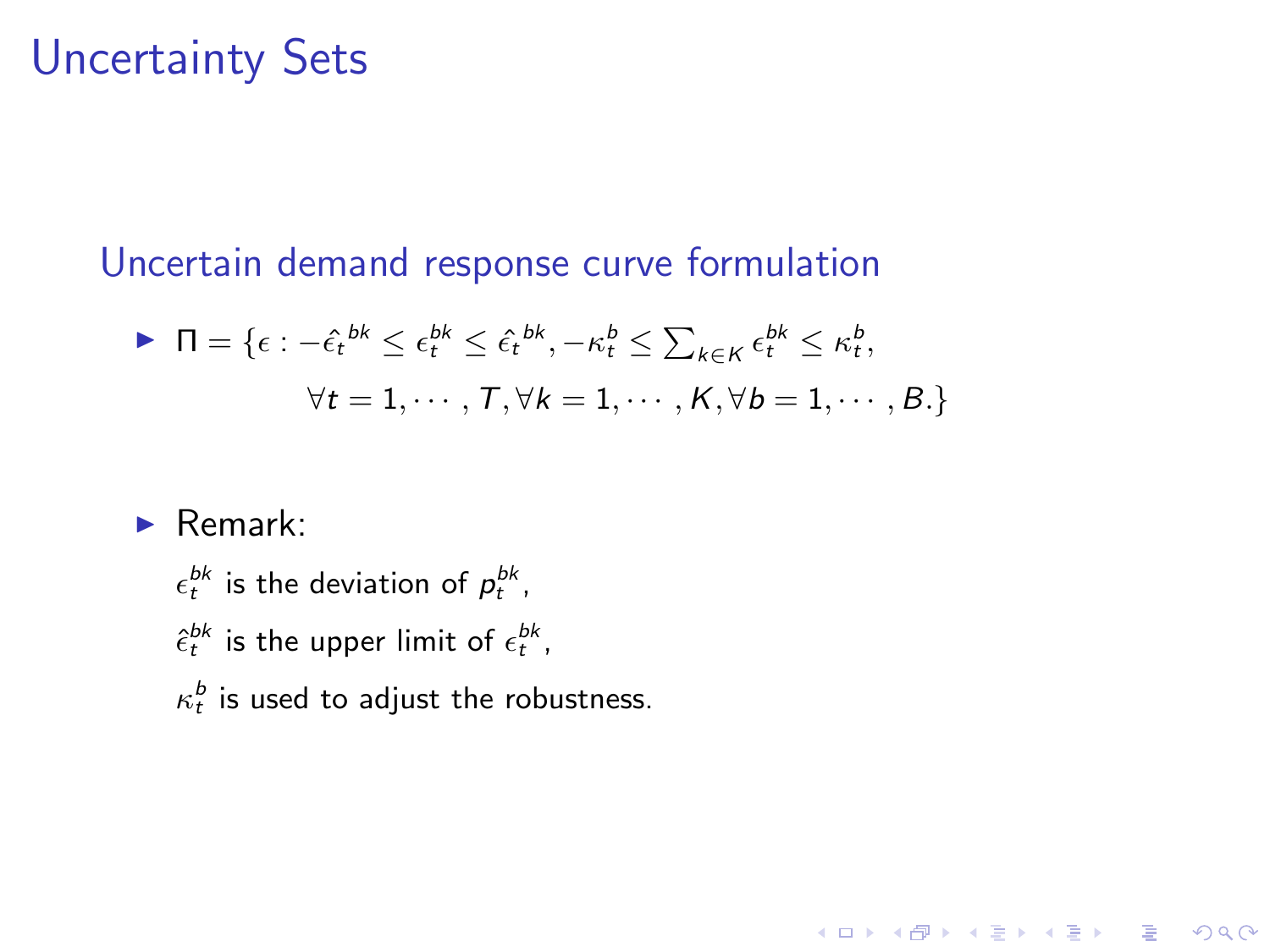# Uncertainty Sets

## Uncertain demand response curve formulation

- $$\Pi = \{\epsilon : -\hat{\epsilon}_t^{\,bk} \leq \epsilon_t^{bk} \leq \hat{\epsilon}_t^{\,bk}, -\kappa_t^b \leq \sum_{k \in K} \epsilon_t^{bk} \leq \kappa_t^b,$$
  $$\forall t = 1, \cdots, T, \forall k = 1, \cdots, K, \forall b = 1, \cdots, B.\}$$

- Remark:

  $\epsilon_t^{bk}$ is the deviation of $p_t^{bk}$,

  $\hat{\epsilon}_t^{bk}$ is the upper limit of $\epsilon_t^{bk}$,

  $\kappa_t^b$ is used to adjust the robustness.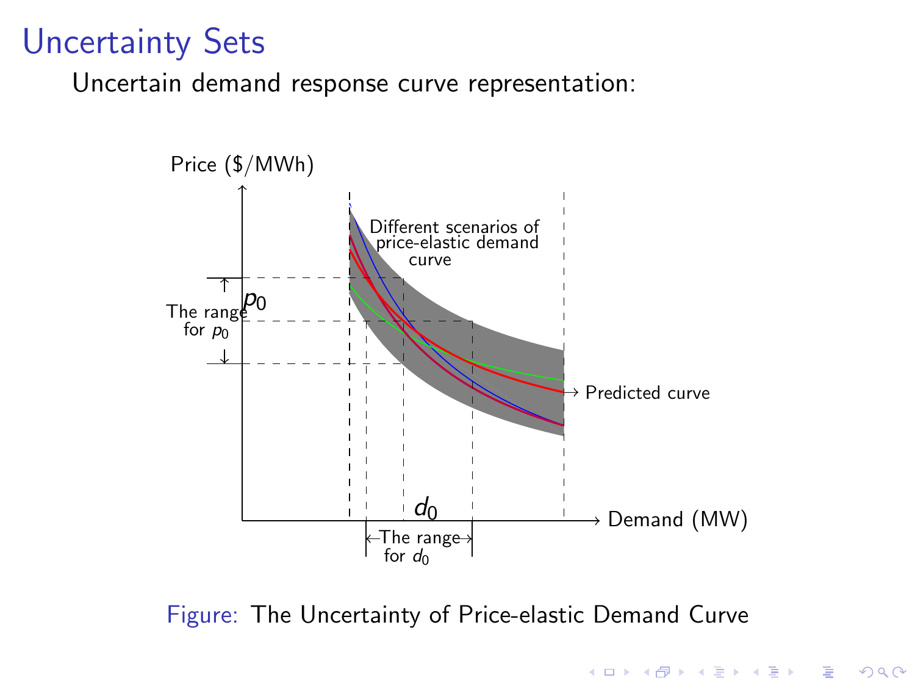# Uncertainty Sets

Uncertain demand response curve representation:

Price ($/MWh)

Different scenarios of price-elastic demand curve

$p_0$

The range for $p_0$

Predicted curve

$d_0$

Demand (MW)

The range for $d_0$

Figure: The Uncertainty of Price-elastic Demand Curve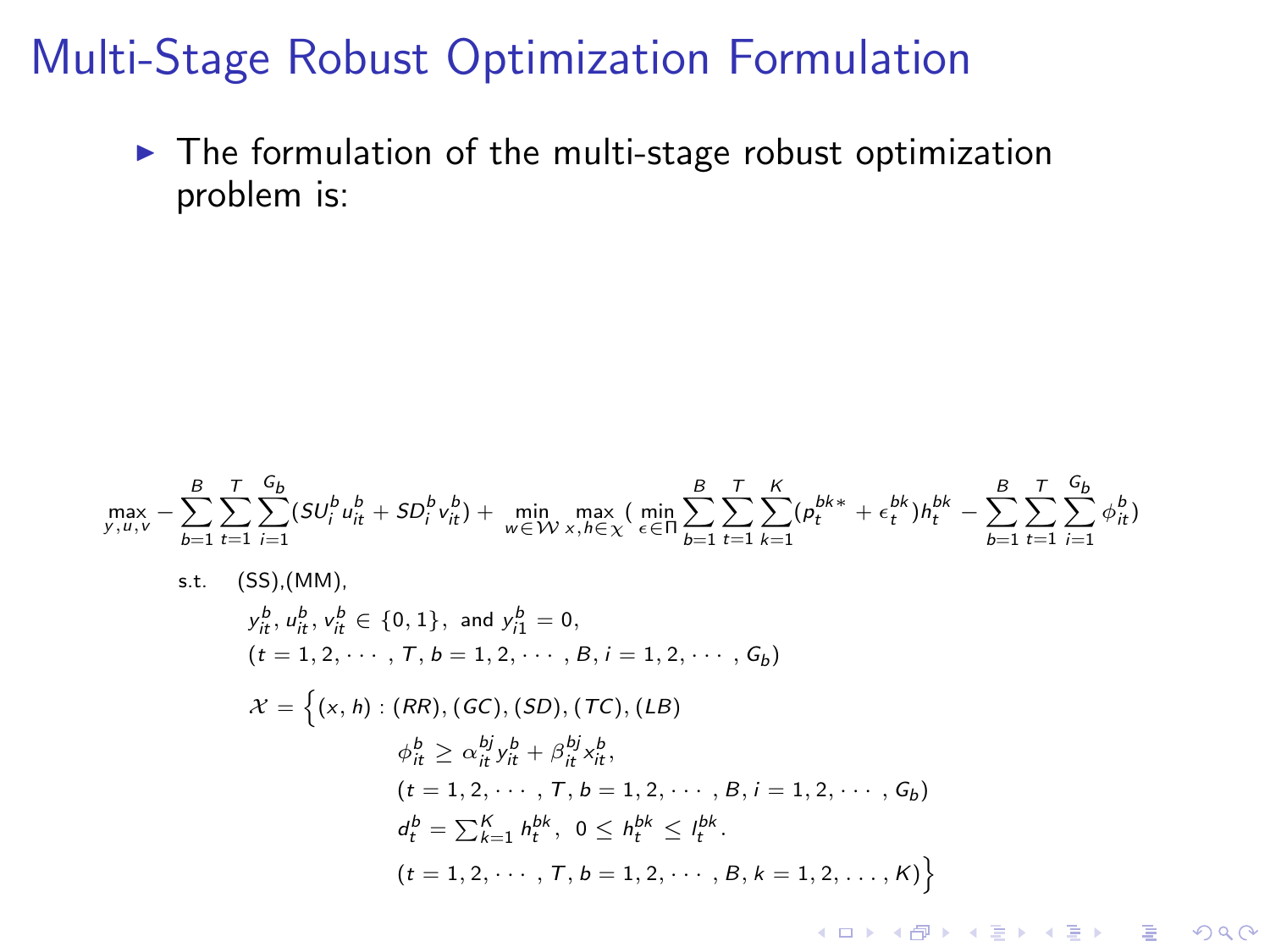# Multi-Stage Robust Optimization Formulation

- The formulation of the multi-stage robust optimization problem is:

$$
\max_{y,u,v} -\sum_{b=1}^{B}\sum_{t=1}^{T}\sum_{i=1}^{G_b}(SU_i^b u_{it}^b + SD_i^b v_{it}^b) + \min_{w\in\mathcal{W}}\max_{x,h\in\mathcal{X}}\Big(\min_{\epsilon\in\Pi}\sum_{b=1}^{B}\sum_{t=1}^{T}\sum_{k=1}^{K}(p_t^{bk*}+\epsilon_t^{bk})h_t^{bk} - \sum_{b=1}^{B}\sum_{t=1}^{T}\sum_{i=1}^{G_b}\phi_{it}^b\Big)
$$

$$
\begin{aligned}
\text{s.t.}\quad & \text{(SS),(MM)},\\
& y_{it}^b, u_{it}^b, v_{it}^b \in \{0,1\},\ \text{and } y_{i1}^b = 0,\\
& (t=1,2,\cdots,T, b=1,2,\cdots,B, i=1,2,\cdots,G_b)\\
& \mathcal{X} = \Big\{(x,h) : (RR),(GC),(SD),(TC),(LB)\\
& \qquad\qquad \phi_{it}^b \geq \alpha_{it}^{bj} y_{it}^b + \beta_{it}^{bj} x_{it}^b,\\
& \qquad\qquad (t=1,2,\cdots,T, b=1,2,\cdots,B, i=1,2,\cdots,G_b)\\
& \qquad\qquad d_t^b = \textstyle\sum_{k=1}^{K} h_t^{bk},\ 0 \leq h_t^{bk} \leq l_t^{bk}.\\
& \qquad\qquad (t=1,2,\cdots,T, b=1,2,\cdots,B, k=1,2,\ldots,K)\Big\}
\end{aligned}
$$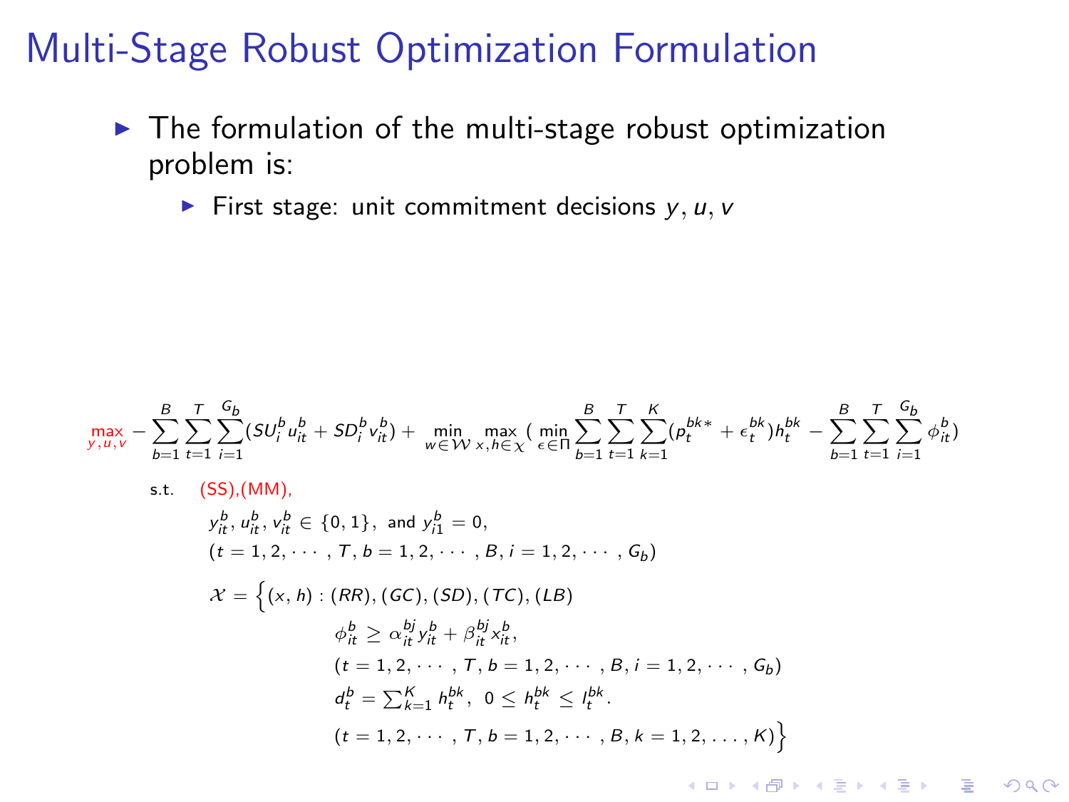# Multi-Stage Robust Optimization Formulation

- The formulation of the multi-stage robust optimization problem is:
  - First stage: unit commitment decisions $y, u, v$

$$
\max_{y,u,v} - \sum_{b=1}^{B}\sum_{t=1}^{T}\sum_{i=1}^{G_b}(SU_i^b u_{it}^b + SD_i^b v_{it}^b) + \min_{w\in\mathcal{W}} \max_{x,h\in\mathcal{X}} \Big( \min_{\epsilon\in\Pi} \sum_{b=1}^{B}\sum_{t=1}^{T}\sum_{k=1}^{K}(p_t^{bk*} + \epsilon_t^{bk})h_t^{bk} - \sum_{b=1}^{B}\sum_{t=1}^{T}\sum_{i=1}^{G_b}\phi_{it}^b \Big)
$$

s.t. (SS),(MM),

$$
y_{it}^b, u_{it}^b, v_{it}^b \in \{0,1\}, \text{ and } y_{i1}^b = 0,
$$

$$
(t = 1,2,\cdots,T, b = 1,2,\cdots,B, i = 1,2,\cdots,G_b)
$$

$$
\begin{aligned}
\mathcal{X} = \Big\{(x,h) : \ & (RR),(GC),(SD),(TC),(LB) \\
& \phi_{it}^b \geq \alpha_{it}^{bj} y_{it}^b + \beta_{it}^{bj} x_{it}^b, \\
& (t = 1,2,\cdots,T, b = 1,2,\cdots,B, i = 1,2,\cdots,G_b) \\
& d_t^b = \textstyle\sum_{k=1}^{K} h_t^{bk}, \ 0 \leq h_t^{bk} \leq l_t^{bk}. \\
& (t = 1,2,\cdots,T, b = 1,2,\cdots,B, k = 1,2,\ldots,K)\Big\}
\end{aligned}
$$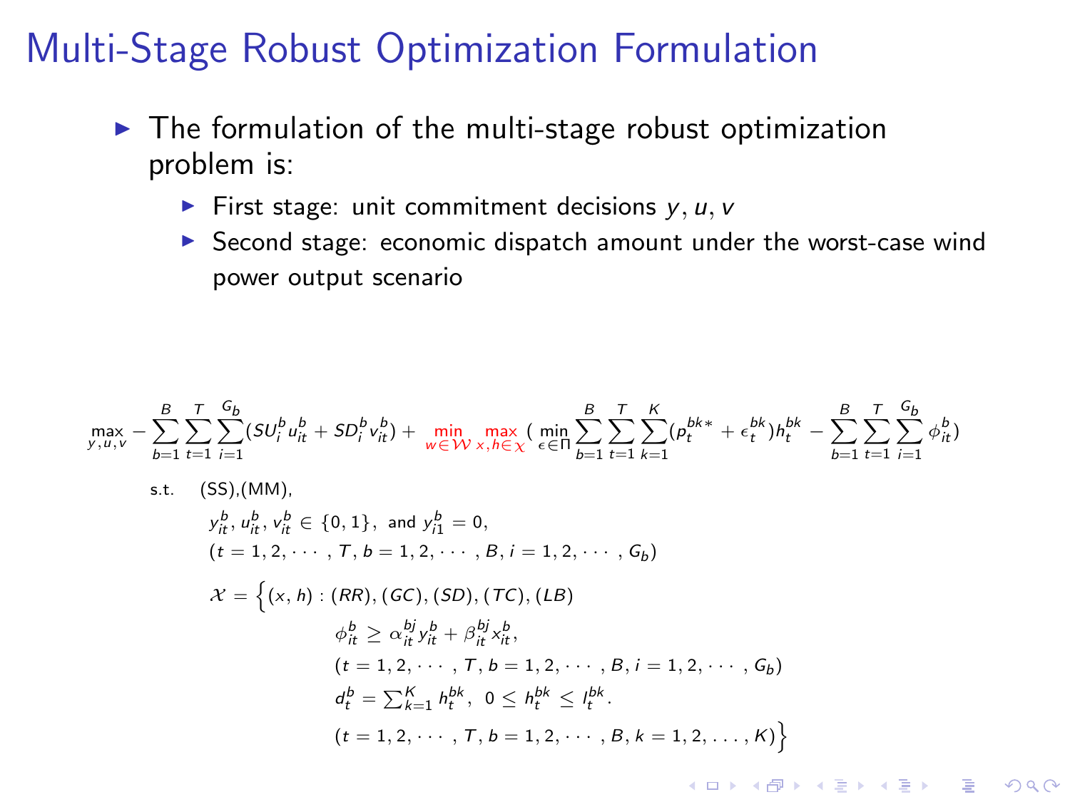# Multi-Stage Robust Optimization Formulation

- The formulation of the multi-stage robust optimization problem is:
  - First stage: unit commitment decisions $y, u, v$
  - Second stage: economic dispatch amount under the worst-case wind power output scenario

$$
\max_{y,u,v} -\sum_{b=1}^{B}\sum_{t=1}^{T}\sum_{i=1}^{G_b}(SU_i^b u_{it}^b + SD_i^b v_{it}^b) + \min_{w\in\mathcal{W}} \max_{x,h\in\mathcal{X}} \Big( \min_{\epsilon\in\Pi} \sum_{b=1}^{B}\sum_{t=1}^{T}\sum_{k=1}^{K}(p_t^{bk*} + \epsilon_t^{bk})h_t^{bk} - \sum_{b=1}^{B}\sum_{t=1}^{T}\sum_{i=1}^{G_b}\phi_{it}^b \Big)
$$

$$
\begin{aligned}
\text{s.t.}\quad & \text{(SS),(MM)},\\
& y_{it}^b, u_{it}^b, v_{it}^b \in \{0,1\}, \text{ and } y_{i1}^b = 0,\\
& (t = 1,2,\cdots,T,\, b = 1,2,\cdots,B,\, i = 1,2,\cdots,G_b)\\
& \mathcal{X} = \Big\{(x,h) : (RR), (GC), (SD), (TC), (LB)\\
& \qquad\qquad \phi_{it}^b \geq \alpha_{it}^{bj} y_{it}^b + \beta_{it}^{bj} x_{it}^b,\\
& \qquad\qquad (t = 1,2,\cdots,T,\, b = 1,2,\cdots,B,\, i = 1,2,\cdots,G_b)\\
& \qquad\qquad d_t^b = \textstyle\sum_{k=1}^{K} h_t^{bk},\ 0 \leq h_t^{bk} \leq l_t^{bk}.\\
& \qquad\qquad (t = 1,2,\cdots,T,\, b = 1,2,\cdots,B,\, k = 1,2,\ldots,K)\Big\}
\end{aligned}
$$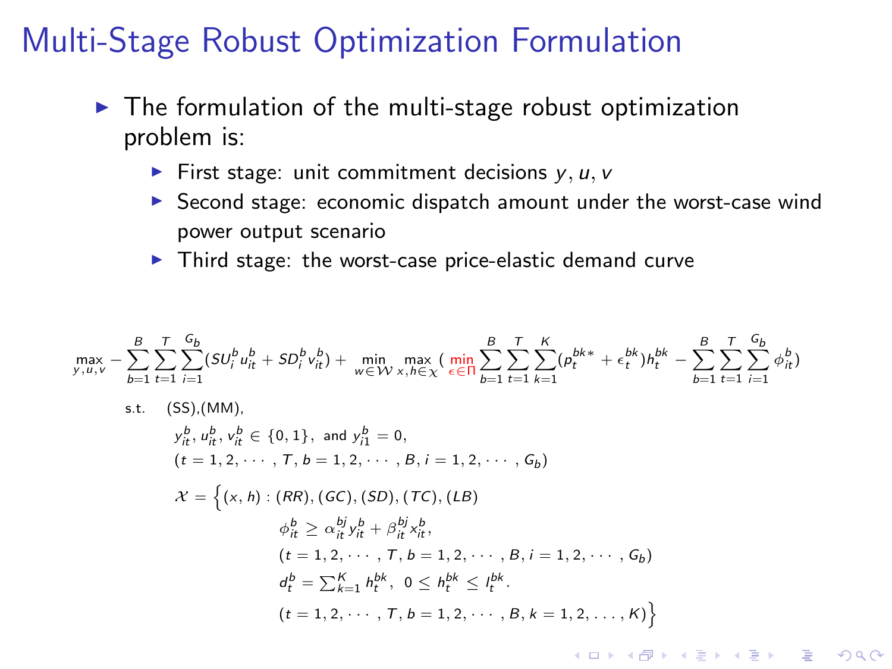# Multi-Stage Robust Optimization Formulation

- The formulation of the multi-stage robust optimization problem is:
  - First stage: unit commitment decisions $y, u, v$
  - Second stage: economic dispatch amount under the worst-case wind power output scenario
  - Third stage: the worst-case price-elastic demand curve

$$
\max_{y,u,v} -\sum_{b=1}^{B}\sum_{t=1}^{T}\sum_{i=1}^{G_b}(SU_i^b u_{it}^b + SD_i^b v_{it}^b) + \min_{w\in\mathcal{W}} \max_{x,h\in\mathcal{X}} \Big( \min_{\epsilon\in\Pi} \sum_{b=1}^{B}\sum_{t=1}^{T}\sum_{k=1}^{K}(p_t^{bk*} + \epsilon_t^{bk}) h_t^{bk} - \sum_{b=1}^{B}\sum_{t=1}^{T}\sum_{i=1}^{G_b}\phi_{it}^b \Big)
$$

$$
\begin{aligned}
\text{s.t.}\quad & (SS), (MM),\\
& y_{it}^b, u_{it}^b, v_{it}^b \in \{0,1\}, \text{ and } y_{i1}^b = 0,\\
& (t = 1, 2, \cdots, T, b = 1, 2, \cdots, B, i = 1, 2, \cdots, G_b)\\
& \mathcal{X} = \Big\{(x,h) : (RR), (GC), (SD), (TC), (LB)\\
& \qquad\qquad \phi_{it}^b \geq \alpha_{it}^{bj} y_{it}^b + \beta_{it}^{bj} x_{it}^b,\\
& \qquad\qquad (t = 1, 2, \cdots, T, b = 1, 2, \cdots, B, i = 1, 2, \cdots, G_b)\\
& \qquad\qquad d_t^b = \textstyle\sum_{k=1}^{K} h_t^{bk},\ 0 \leq h_t^{bk} \leq l_t^{bk}.\\
& \qquad\qquad (t = 1, 2, \cdots, T, b = 1, 2, \cdots, B, k = 1, 2, \ldots, K)\Big\}
\end{aligned}
$$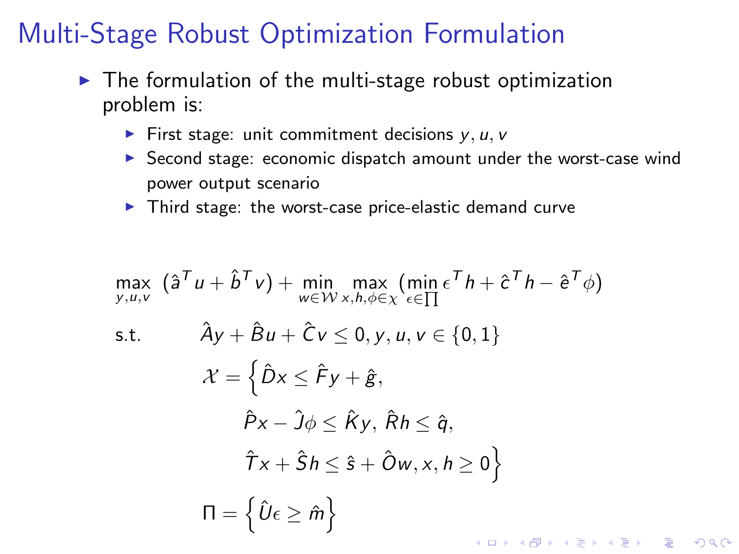# Multi-Stage Robust Optimization Formulation

- The formulation of the multi-stage robust optimization problem is:
  - First stage: unit commitment decisions $y, u, v$
  - Second stage: economic dispatch amount under the worst-case wind power output scenario
  - Third stage: the worst-case price-elastic demand curve

$$
\max_{y,u,v} \; (\hat{a}^T u + \hat{b}^T v) + \min_{w \in \mathcal{W}} \max_{x,h,\phi \in \chi} (\min_{\epsilon \in \prod} \epsilon^T h + \hat{c}^T h - \hat{e}^T \phi)
$$

$$
\begin{aligned}
\text{s.t.} \quad & \hat{A}y + \hat{B}u + \hat{C}v \leq 0, y, u, v \in \{0, 1\} \\
& \mathcal{X} = \Big\{ \hat{D}x \leq \hat{F}y + \hat{g}, \\
& \quad \hat{P}x - \hat{J}\phi \leq \hat{K}y, \; \hat{R}h \leq \hat{q}, \\
& \quad \hat{T}x + \hat{S}h \leq \hat{s} + \hat{O}w, x, h \geq 0 \Big\} \\
& \Pi = \Big\{ \hat{U}\epsilon \geq \hat{m} \Big\}
\end{aligned}
$$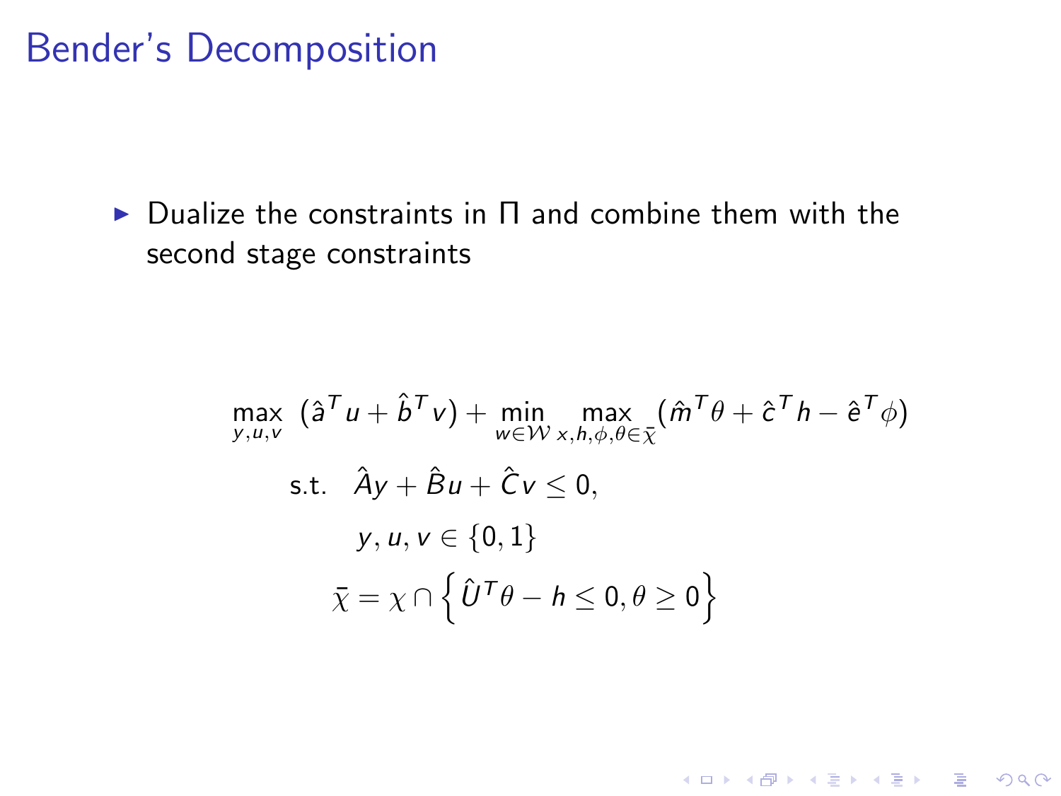# Bender's Decomposition

- Dualize the constraints in $\Pi$ and combine them with the second stage constraints

$$
\begin{aligned}
\max_{y,u,v} \ & (\hat{a}^T u + \hat{b}^T v) + \min_{w \in \mathcal{W}} \max_{x,h,\phi,\theta \in \bar{\chi}} (\hat{m}^T \theta + \hat{c}^T h - \hat{e}^T \phi) \\
\text{s.t.} \quad & \hat{A} y + \hat{B} u + \hat{C} v \leq 0, \\
& y, u, v \in \{0, 1\} \\
& \bar{\chi} = \chi \cap \left\{ \hat{U}^T \theta - h \leq 0, \theta \geq 0 \right\}
\end{aligned}
$$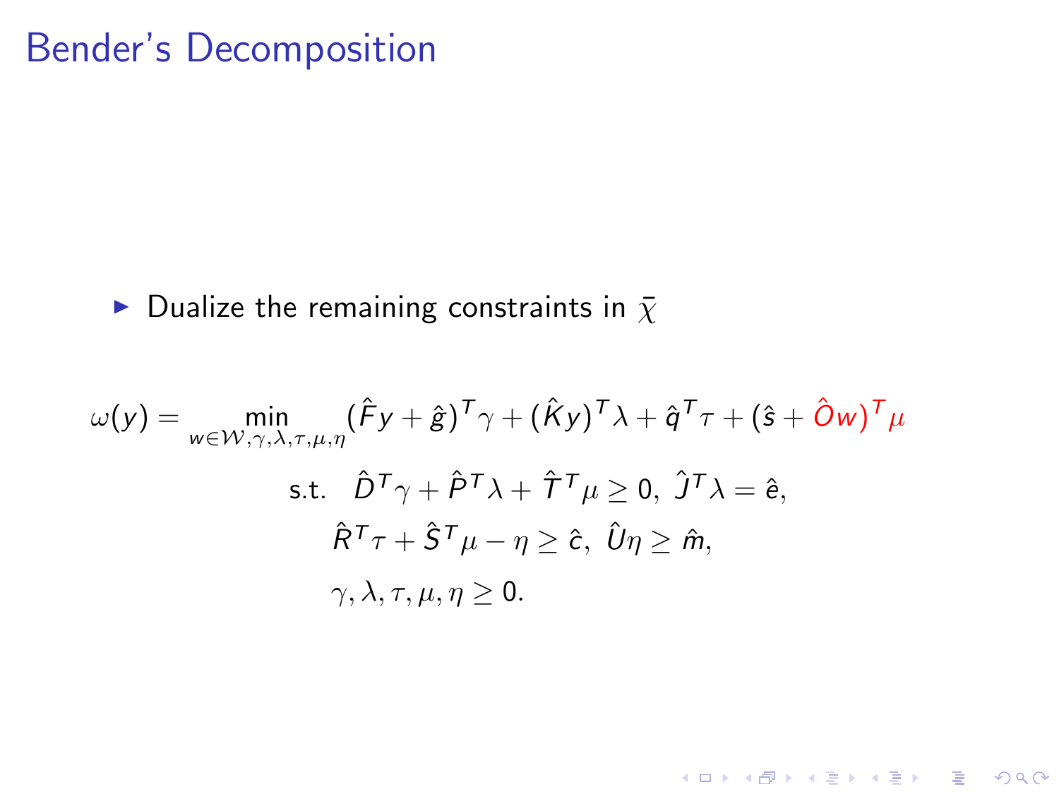# Bender's Decomposition

- Dualize the remaining constraints in $\bar{\chi}$

$$\omega(y) = \min_{w \in \mathcal{W}, \gamma, \lambda, \tau, \mu, \eta} (\hat{F}y + \hat{g})^T \gamma + (\hat{K}y)^T \lambda + \hat{q}^T \tau + (\hat{s} + \hat{O}w)^T \mu$$

$$\text{s.t.} \quad \hat{D}^T \gamma + \hat{P}^T \lambda + \hat{T}^T \mu \geq 0, \ \hat{J}^T \lambda = \hat{e},$$

$$\hat{R}^T \tau + \hat{S}^T \mu - \eta \geq \hat{c}, \ \hat{U} \eta \geq \hat{m},$$

$$\gamma, \lambda, \tau, \mu, \eta \geq 0.$$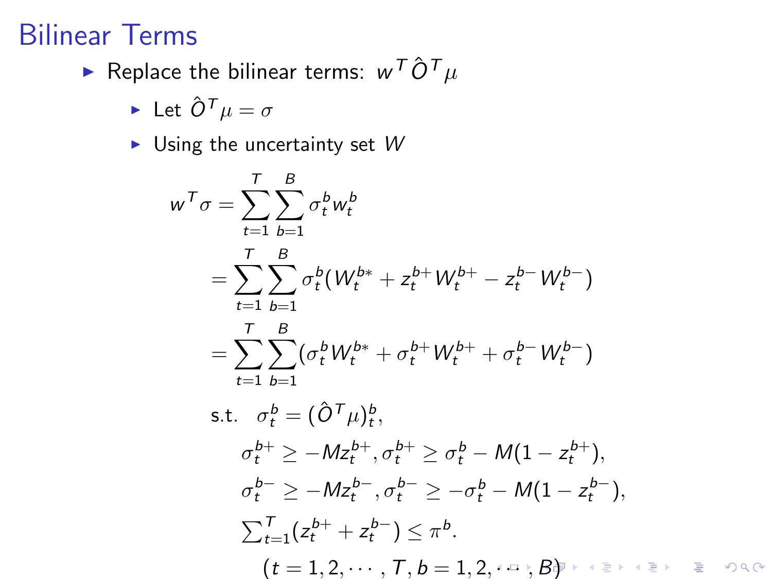## Bilinear Terms

- Replace the bilinear terms: $w^T \hat{O}^T \mu$
  - Let $\hat{O}^T \mu = \sigma$
  - Using the uncertainty set $W$

$$
\begin{aligned}
w^T \sigma &= \sum_{t=1}^{T} \sum_{b=1}^{B} \sigma_t^b w_t^b \\
&= \sum_{t=1}^{T} \sum_{b=1}^{B} \sigma_t^b (W_t^{b*} + z_t^{b+} W_t^{b+} - z_t^{b-} W_t^{b-}) \\
&= \sum_{t=1}^{T} \sum_{b=1}^{B} (\sigma_t^b W_t^{b*} + \sigma_t^{b+} W_t^{b+} + \sigma_t^{b-} W_t^{b-}) \\
\text{s.t.} \quad & \sigma_t^b = (\hat{O}^T \mu)_t^b, \\
& \sigma_t^{b+} \geq -M z_t^{b+}, \sigma_t^{b+} \geq \sigma_t^b - M(1 - z_t^{b+}), \\
& \sigma_t^{b-} \geq -M z_t^{b-}, \sigma_t^{b-} \geq -\sigma_t^b - M(1 - z_t^{b-}), \\
& \textstyle\sum_{t=1}^{T} (z_t^{b+} + z_t^{b-}) \leq \pi^b. \\
& (t = 1, 2, \cdots, T, b = 1, 2, \cdots, B)
\end{aligned}
$$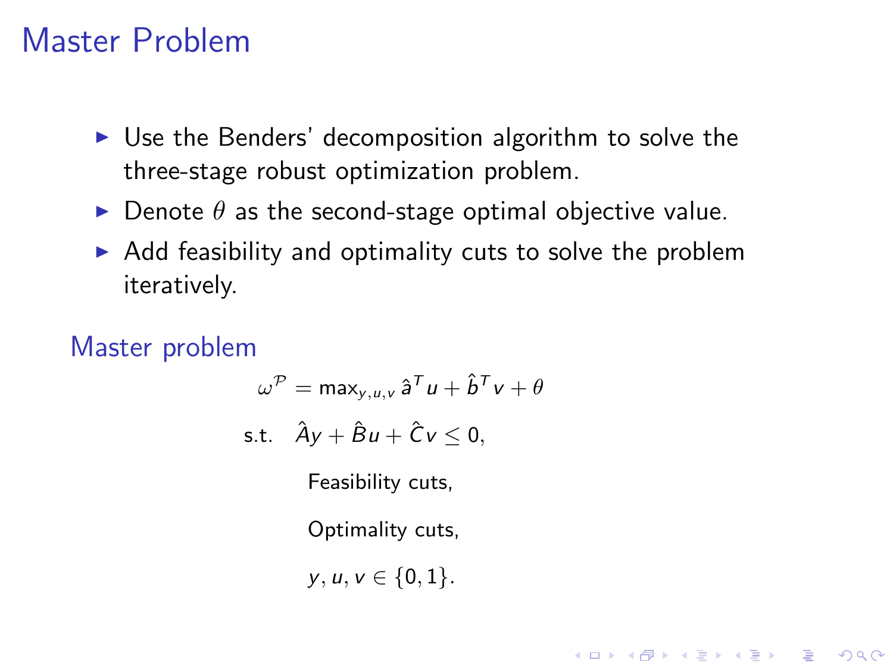# Master Problem

- Use the Benders' decomposition algorithm to solve the three-stage robust optimization problem.
- Denote $\theta$ as the second-stage optimal objective value.
- Add feasibility and optimality cuts to solve the problem iteratively.

## Master problem

$$
\begin{aligned}
\omega^{\mathcal{P}} = \max_{y,u,v} \ & \hat{a}^T u + \hat{b}^T v + \theta \\
\text{s.t.} \quad & \hat{A}y + \hat{B}u + \hat{C}v \leq 0, \\
& \text{Feasibility cuts,} \\
& \text{Optimality cuts,} \\
& y, u, v \in \{0, 1\}.
\end{aligned}
$$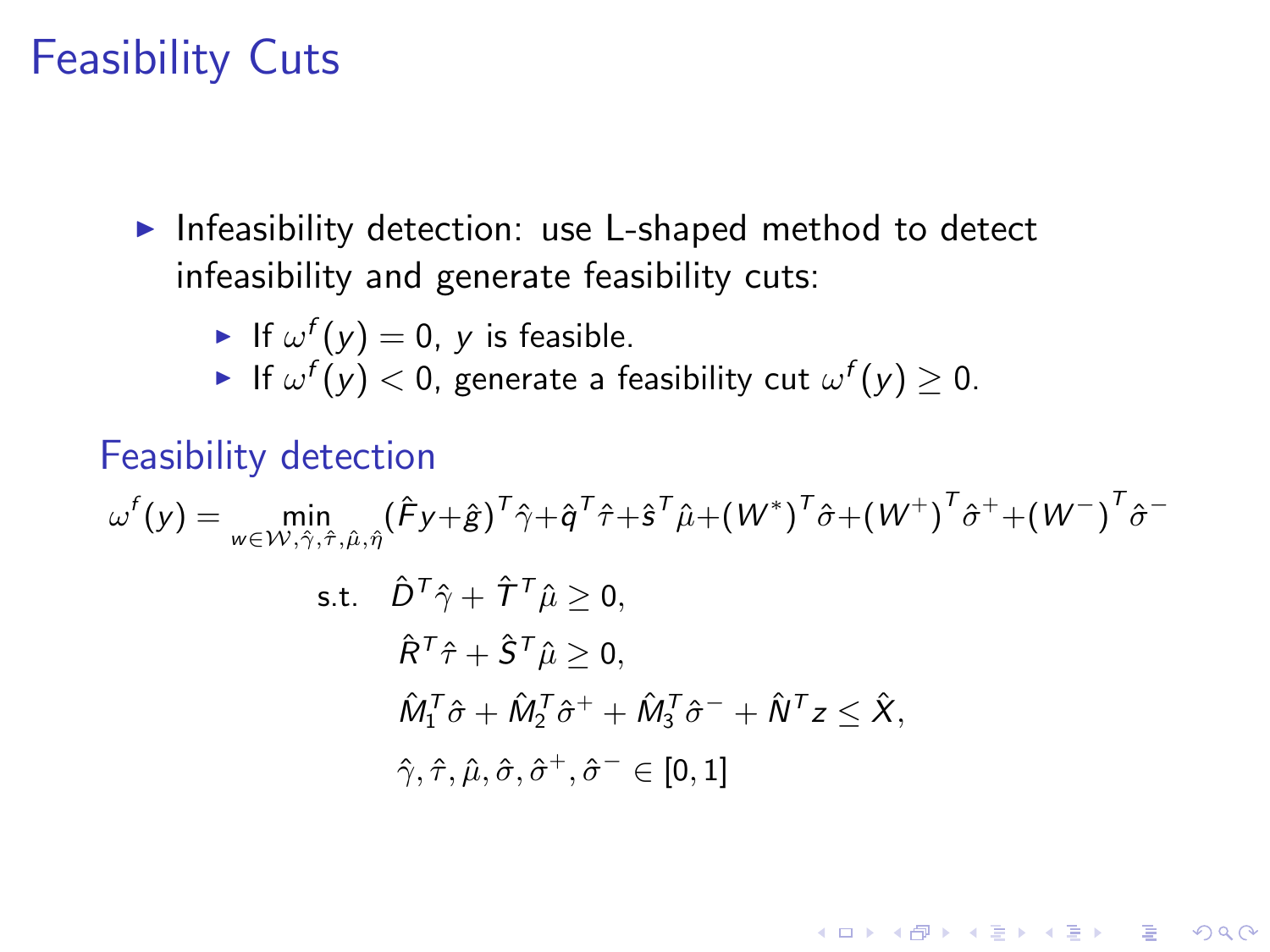# Feasibility Cuts

- Infeasibility detection: use L-shaped method to detect infeasibility and generate feasibility cuts:
  - If $\omega^f(y) = 0$, $y$ is feasible.
  - If $\omega^f(y) < 0$, generate a feasibility cut $\omega^f(y) \geq 0$.

## Feasibility detection

$$
\begin{aligned}
\omega^f(y) = \min_{w \in \mathcal{W}, \hat{\gamma}, \hat{\tau}, \hat{\mu}, \hat{\eta}} \; & (\hat{F}y + \hat{g})^T \hat{\gamma} + \hat{q}^T \hat{\tau} + \hat{s}^T \hat{\mu} + (W^*)^T \hat{\sigma} + (W^+)^T \hat{\sigma}^+ + (W^-)^T \hat{\sigma}^- \\
\text{s.t.} \quad & \hat{D}^T \hat{\gamma} + \hat{T}^T \hat{\mu} \geq 0, \\
& \hat{R}^T \hat{\tau} + \hat{S}^T \hat{\mu} \geq 0, \\
& \hat{M}_1^T \hat{\sigma} + \hat{M}_2^T \hat{\sigma}^+ + \hat{M}_3^T \hat{\sigma}^- + \hat{N}^T z \leq \hat{X}, \\
& \hat{\gamma}, \hat{\tau}, \hat{\mu}, \hat{\sigma}, \hat{\sigma}^+, \hat{\sigma}^- \in [0, 1]
\end{aligned}
$$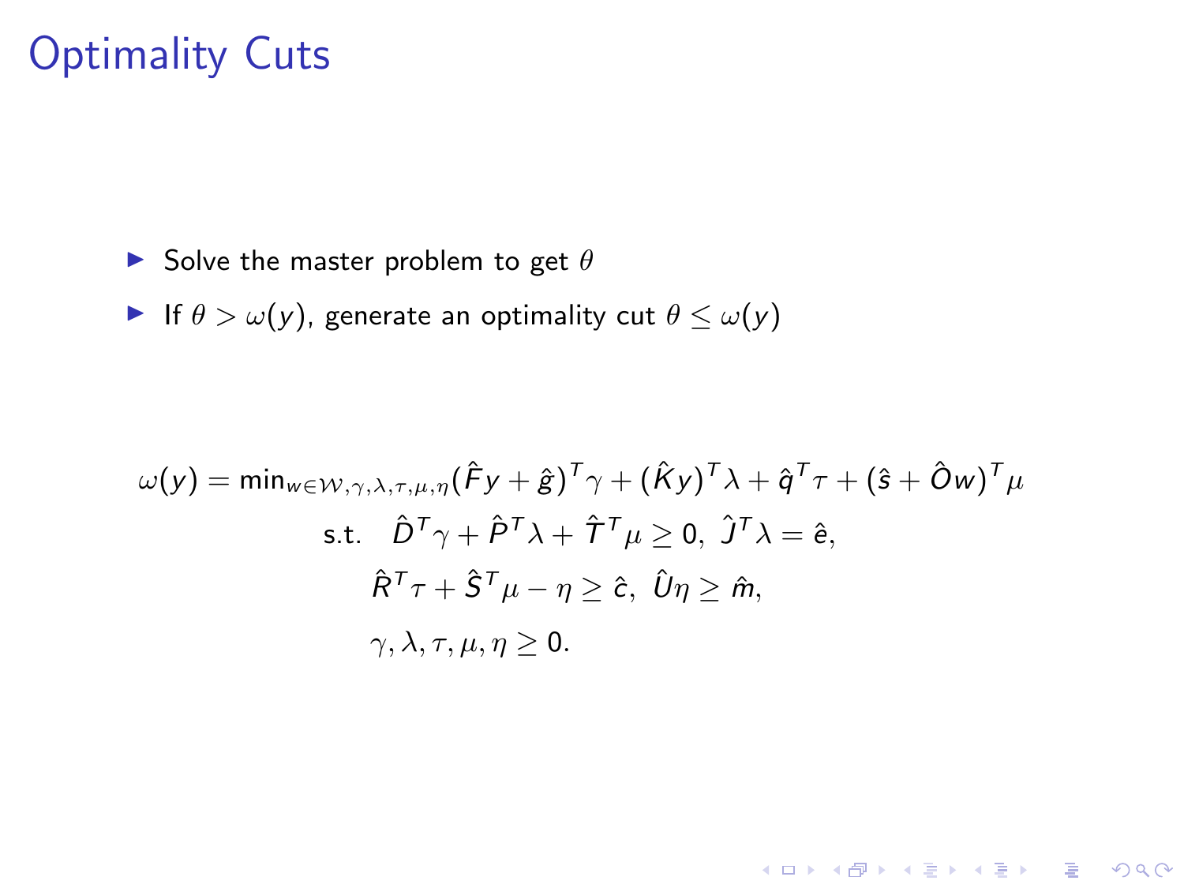# Optimality Cuts

- Solve the master problem to get $\theta$
- If $\theta > \omega(y)$, generate an optimality cut $\theta \leq \omega(y)$

$$
\begin{aligned}
\omega(y) = \min\nolimits_{w \in \mathcal{W}, \gamma, \lambda, \tau, \mu, \eta} & (\hat{F} y + \hat{g})^T \gamma + (\hat{K} y)^T \lambda + \hat{q}^T \tau + (\hat{s} + \hat{O} w)^T \mu \\
\text{s.t.} \quad & \hat{D}^T \gamma + \hat{P}^T \lambda + \hat{T}^T \mu \geq 0, \ \hat{J}^T \lambda = \hat{e}, \\
& \hat{R}^T \tau + \hat{S}^T \mu - \eta \geq \hat{c}, \ \hat{U} \eta \geq \hat{m}, \\
& \gamma, \lambda, \tau, \mu, \eta \geq 0.
\end{aligned}
$$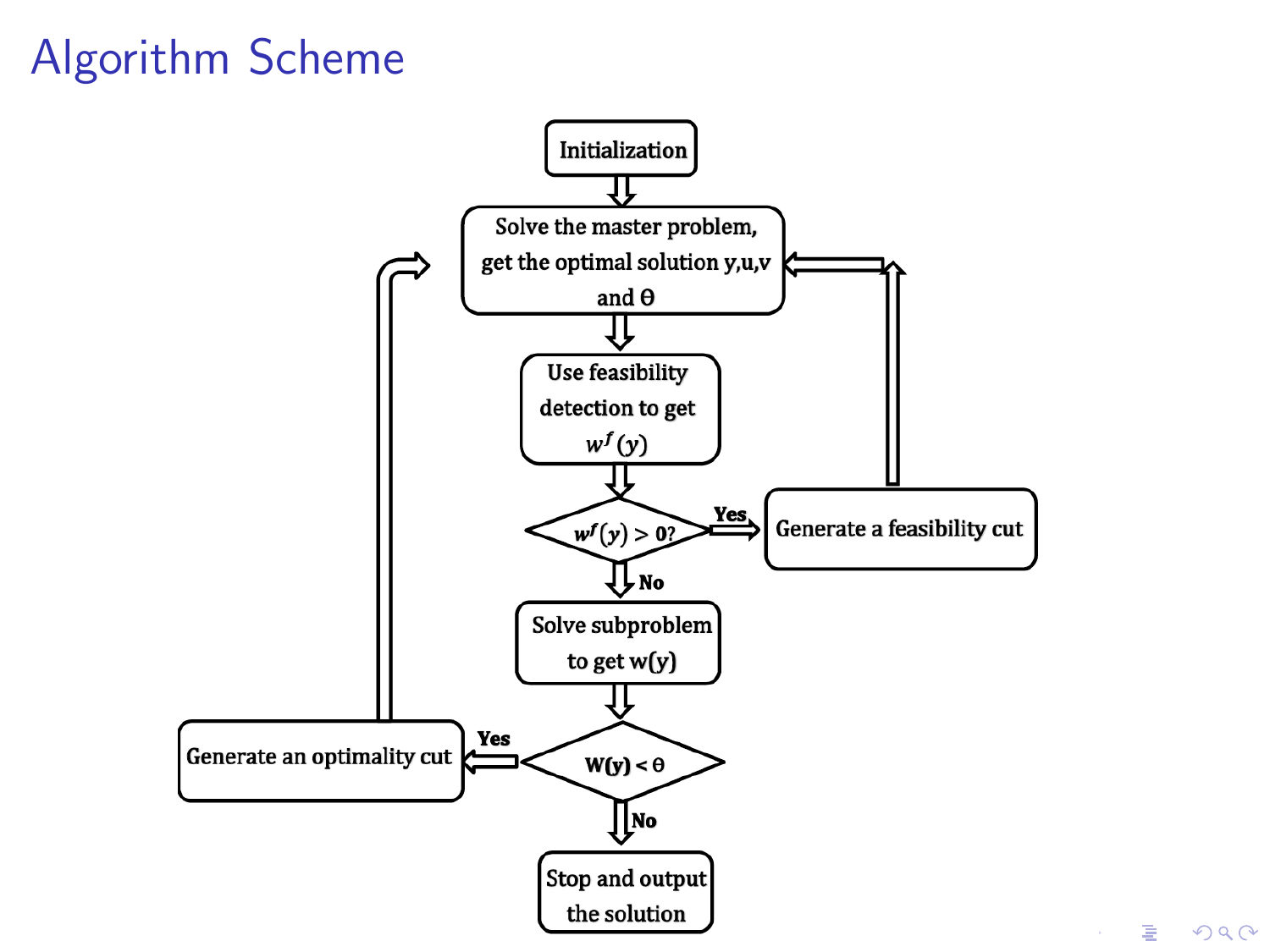# Algorithm Scheme

Initialization

Solve the master problem, get the optimal solution y,u,v and θ

Use feasibility detection to get $w^f(y)$

$w^f(y) > 0$?

Yes

Generate a feasibility cut

No

Solve subproblem to get w(y)

W(y) < θ

Yes

Generate an optimality cut

No

Stop and output the solution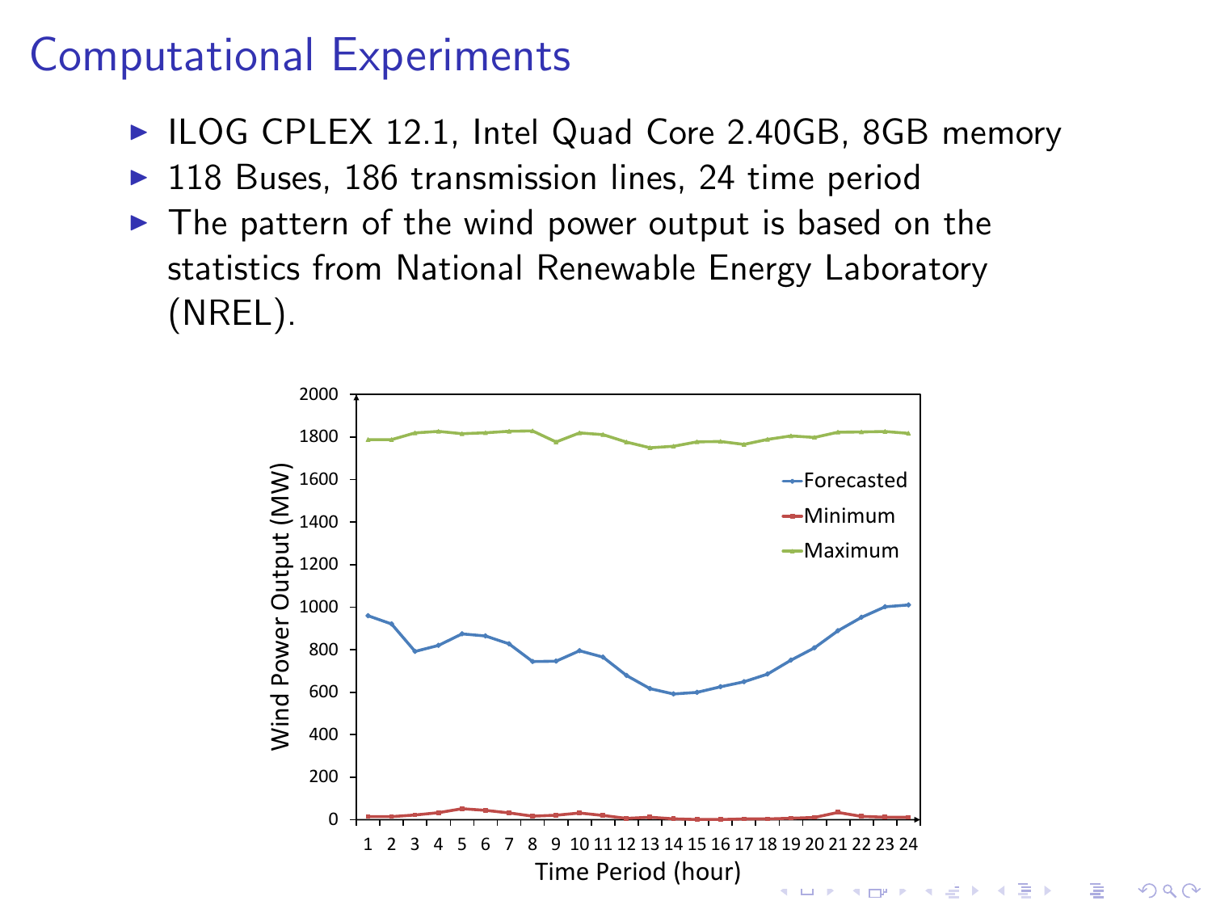# Computational Experiments

- ILOG CPLEX 12.1, Intel Quad Core 2.40GB, 8GB memory
- 118 Buses, 186 transmission lines, 24 time period
- The pattern of the wind power output is based on the statistics from National Renewable Energy Laboratory (NREL).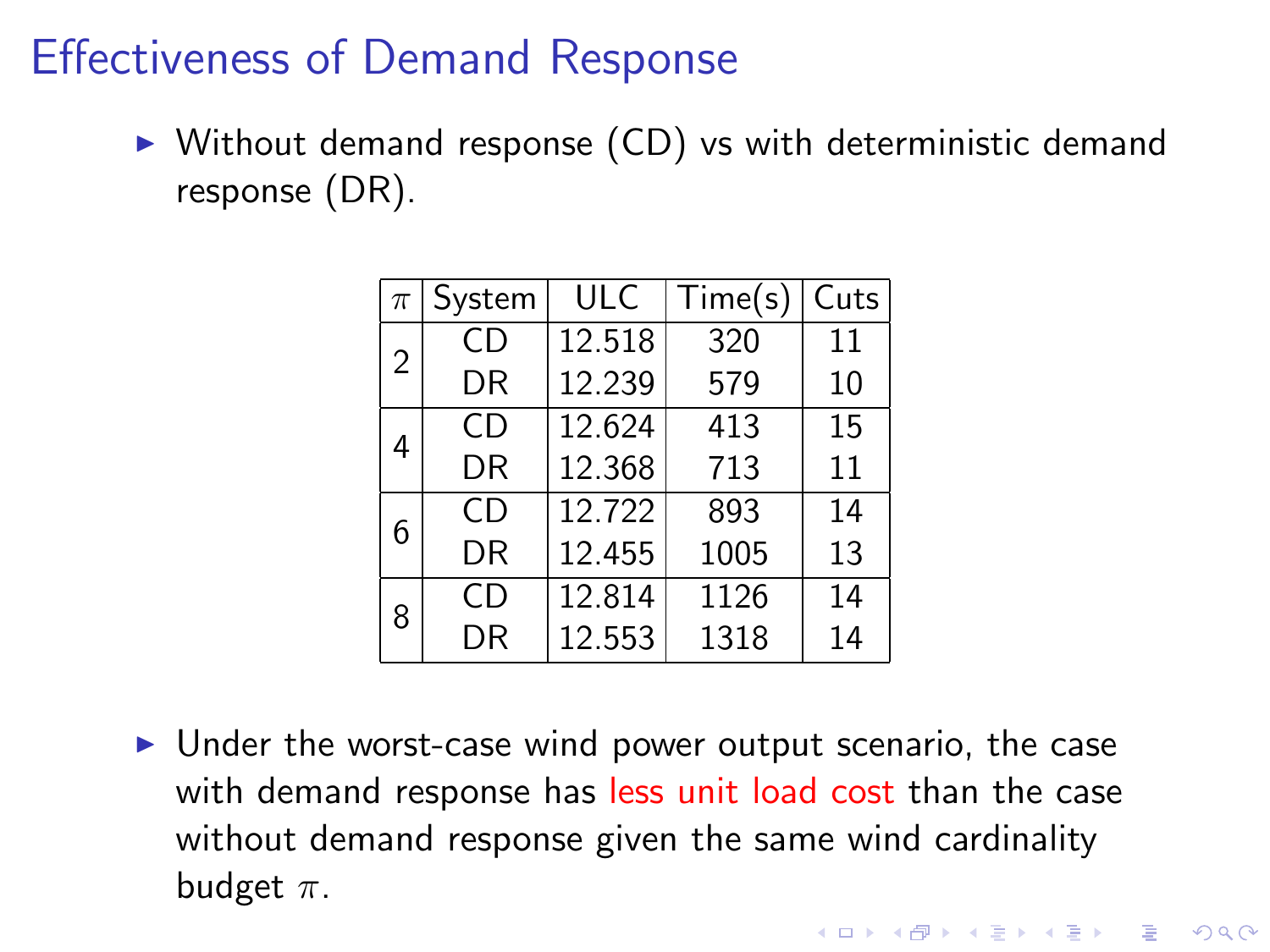# Effectiveness of Demand Response

- Without demand response (CD) vs with deterministic demand response (DR).

| $\pi$ | System | ULC | Time(s) | Cuts |
|---|---|---|---|---|
| 2 | CD | 12.518 | 320 | 11 |
| | DR | 12.239 | 579 | 10 |
| 4 | CD | 12.624 | 413 | 15 |
| | DR | 12.368 | 713 | 11 |
| 6 | CD | 12.722 | 893 | 14 |
| | DR | 12.455 | 1005 | 13 |
| 8 | CD | 12.814 | 1126 | 14 |
| | DR | 12.553 | 1318 | 14 |

- Under the worst-case wind power output scenario, the case with demand response has less unit load cost than the case without demand response given the same wind cardinality budget $\pi$.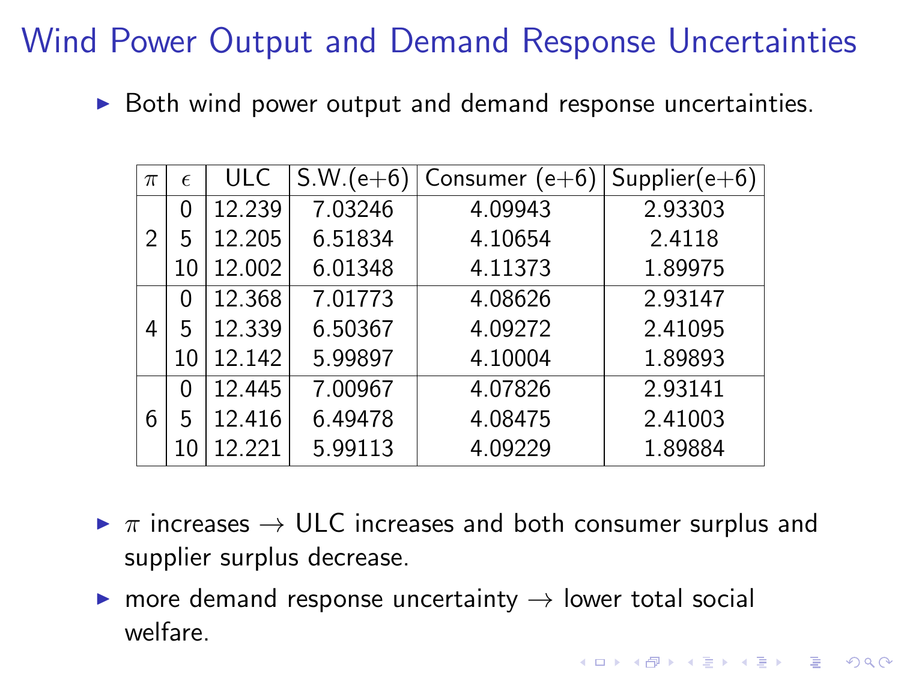# Wind Power Output and Demand Response Uncertainties

- Both wind power output and demand response uncertainties.

| $\pi$ | $\epsilon$ | ULC | S.W.(e+6) | Consumer (e+6) | Supplier(e+6) |
|---|---|---|---|---|---|
| 2 | 0 | 12.239 | 7.03246 | 4.09943 | 2.93303 |
| | 5 | 12.205 | 6.51834 | 4.10654 | 2.4118 |
| | 10 | 12.002 | 6.01348 | 4.11373 | 1.89975 |
| 4 | 0 | 12.368 | 7.01773 | 4.08626 | 2.93147 |
| | 5 | 12.339 | 6.50367 | 4.09272 | 2.41095 |
| | 10 | 12.142 | 5.99897 | 4.10004 | 1.89893 |
| 6 | 0 | 12.445 | 7.00967 | 4.07826 | 2.93141 |
| | 5 | 12.416 | 6.49478 | 4.08475 | 2.41003 |
| | 10 | 12.221 | 5.99113 | 4.09229 | 1.89884 |

- $\pi$ increases $\rightarrow$ ULC increases and both consumer surplus and supplier surplus decrease.
- more demand response uncertainty $\rightarrow$ lower total social welfare.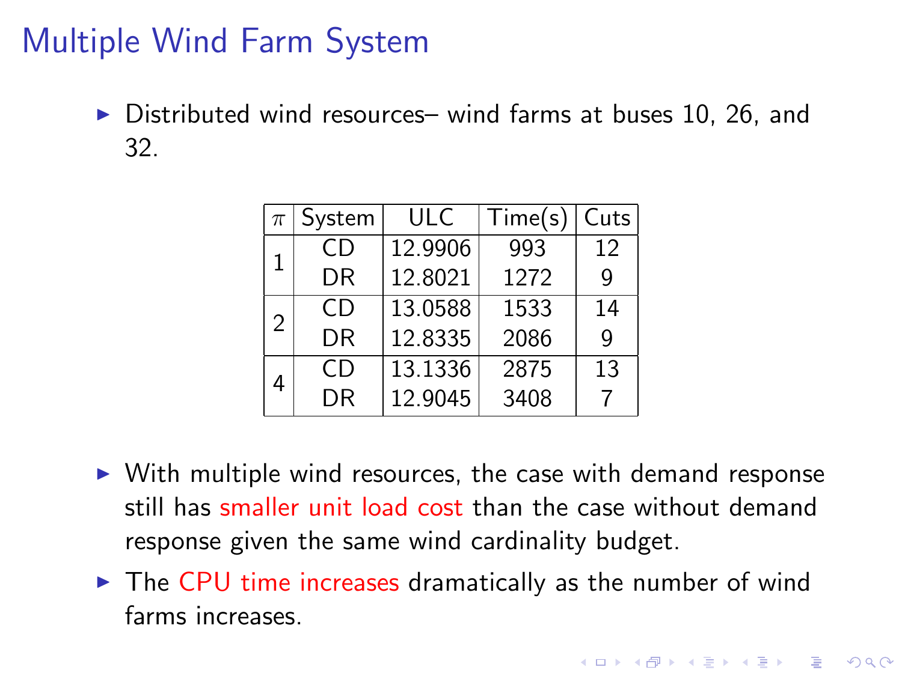# Multiple Wind Farm System

- Distributed wind resources– wind farms at buses 10, 26, and 32.

| $\pi$ | System | ULC | Time(s) | Cuts |
|---|---|---|---|---|
| 1 | CD | 12.9906 | 993 | 12 |
| | DR | 12.8021 | 1272 | 9 |
| 2 | CD | 13.0588 | 1533 | 14 |
| | DR | 12.8335 | 2086 | 9 |
| 4 | CD | 13.1336 | 2875 | 13 |
| | DR | 12.9045 | 3408 | 7 |

- With multiple wind resources, the case with demand response still has smaller unit load cost than the case without demand response given the same wind cardinality budget.
- The CPU time increases dramatically as the number of wind farms increases.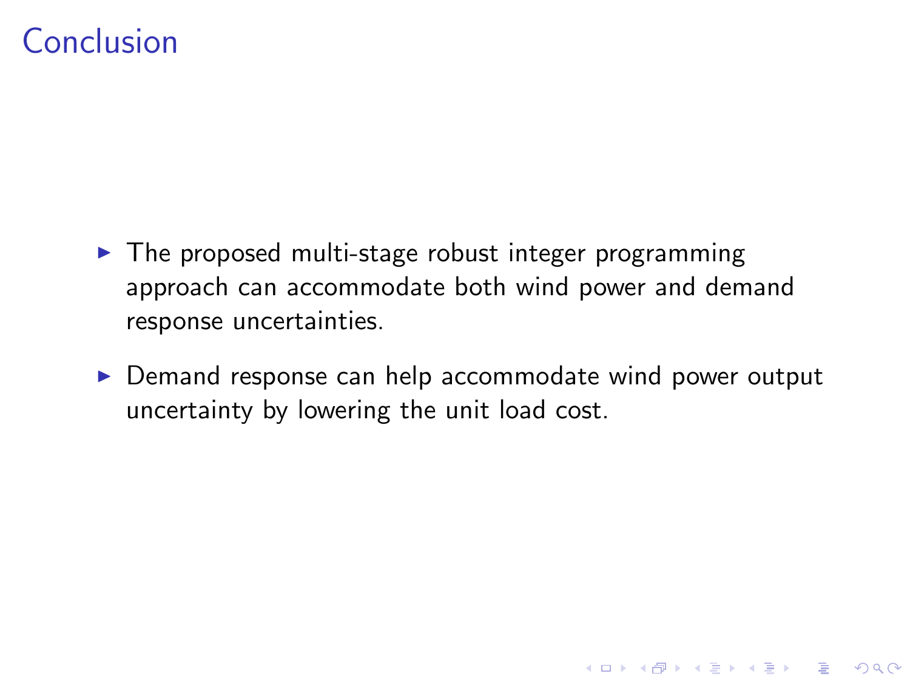# Conclusion

- The proposed multi-stage robust integer programming approach can accommodate both wind power and demand response uncertainties.
- Demand response can help accommodate wind power output uncertainty by lowering the unit load cost.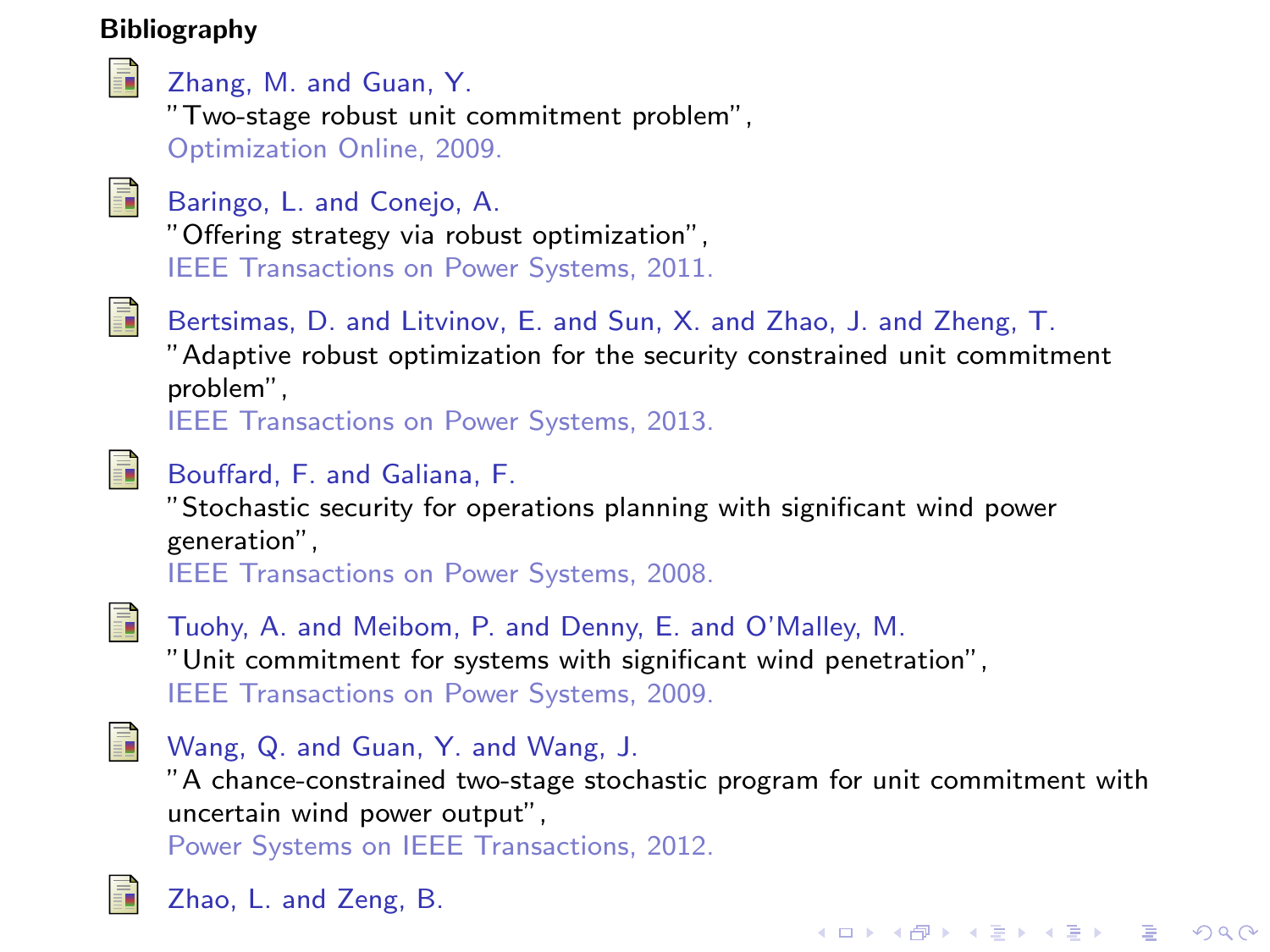### Bibliography

- Zhang, M. and Guan, Y.
  "Two-stage robust unit commitment problem",
  Optimization Online, 2009.

- Baringo, L. and Conejo, A.
  "Offering strategy via robust optimization",
  IEEE Transactions on Power Systems, 2011.

- Bertsimas, D. and Litvinov, E. and Sun, X. and Zhao, J. and Zheng, T.
  "Adaptive robust optimization for the security constrained unit commitment problem",
  IEEE Transactions on Power Systems, 2013.

- Bouffard, F. and Galiana, F.
  "Stochastic security for operations planning with significant wind power generation",
  IEEE Transactions on Power Systems, 2008.

- Tuohy, A. and Meibom, P. and Denny, E. and O'Malley, M.
  "Unit commitment for systems with significant wind penetration",
  IEEE Transactions on Power Systems, 2009.

- Wang, Q. and Guan, Y. and Wang, J.
  "A chance-constrained two-stage stochastic program for unit commitment with uncertain wind power output",
  Power Systems on IEEE Transactions, 2012.

- Zhao, L. and Zeng, B.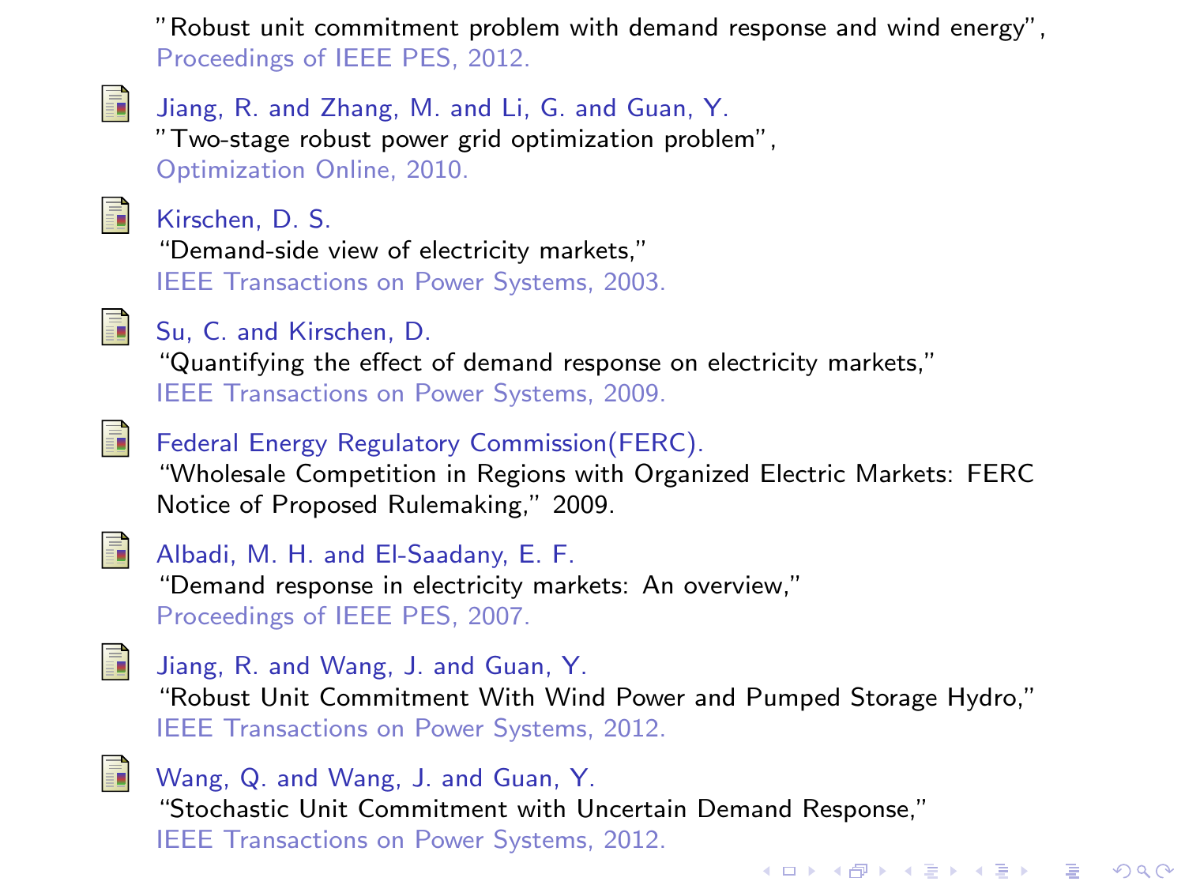"Robust unit commitment problem with demand response and wind energy", Proceedings of IEEE PES, 2012.

- Jiang, R. and Zhang, M. and Li, G. and Guan, Y.
  "Two-stage robust power grid optimization problem",
  Optimization Online, 2010.

- Kirschen, D. S.
  "Demand-side view of electricity markets,"
  IEEE Transactions on Power Systems, 2003.

- Su, C. and Kirschen, D.
  "Quantifying the effect of demand response on electricity markets,"
  IEEE Transactions on Power Systems, 2009.

- Federal Energy Regulatory Commission(FERC).
  "Wholesale Competition in Regions with Organized Electric Markets: FERC Notice of Proposed Rulemaking," 2009.

- Albadi, M. H. and El-Saadany, E. F.
  "Demand response in electricity markets: An overview,"
  Proceedings of IEEE PES, 2007.

- Jiang, R. and Wang, J. and Guan, Y.
  "Robust Unit Commitment With Wind Power and Pumped Storage Hydro,"
  IEEE Transactions on Power Systems, 2012.

- Wang, Q. and Wang, J. and Guan, Y.
  "Stochastic Unit Commitment with Uncertain Demand Response,"
  IEEE Transactions on Power Systems, 2012.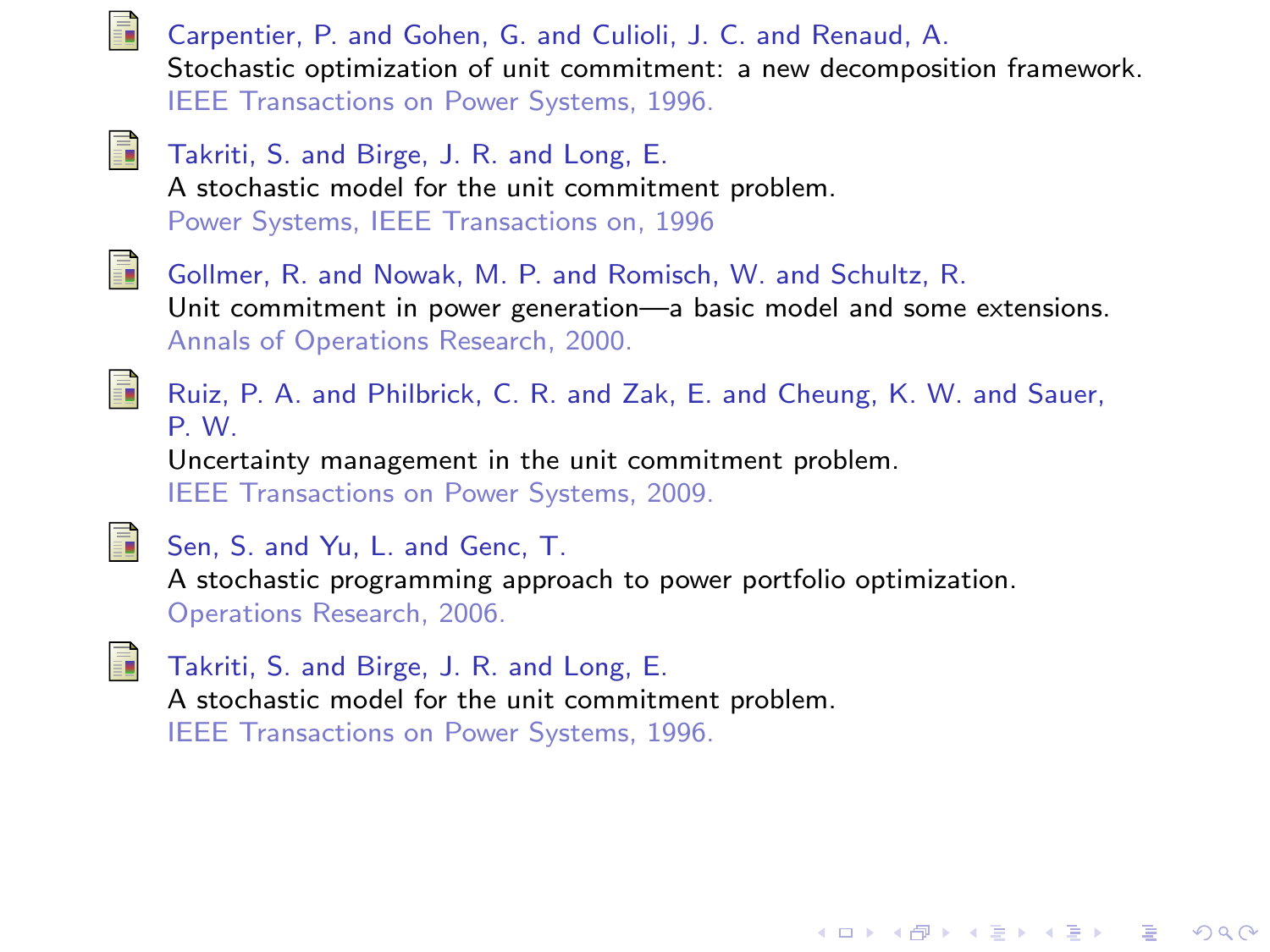- Carpentier, P. and Gohen, G. and Culioli, J. C. and Renaud, A.
  Stochastic optimization of unit commitment: a new decomposition framework.
  IEEE Transactions on Power Systems, 1996.

- Takriti, S. and Birge, J. R. and Long, E.
  A stochastic model for the unit commitment problem.
  Power Systems, IEEE Transactions on, 1996

- Gollmer, R. and Nowak, M. P. and Romisch, W. and Schultz, R.
  Unit commitment in power generation—a basic model and some extensions.
  Annals of Operations Research, 2000.

- Ruiz, P. A. and Philbrick, C. R. and Zak, E. and Cheung, K. W. and Sauer, P. W.
  Uncertainty management in the unit commitment problem.
  IEEE Transactions on Power Systems, 2009.

- Sen, S. and Yu, L. and Genc, T.
  A stochastic programming approach to power portfolio optimization.
  Operations Research, 2006.

- Takriti, S. and Birge, J. R. and Long, E.
  A stochastic model for the unit commitment problem.
  IEEE Transactions on Power Systems, 1996.